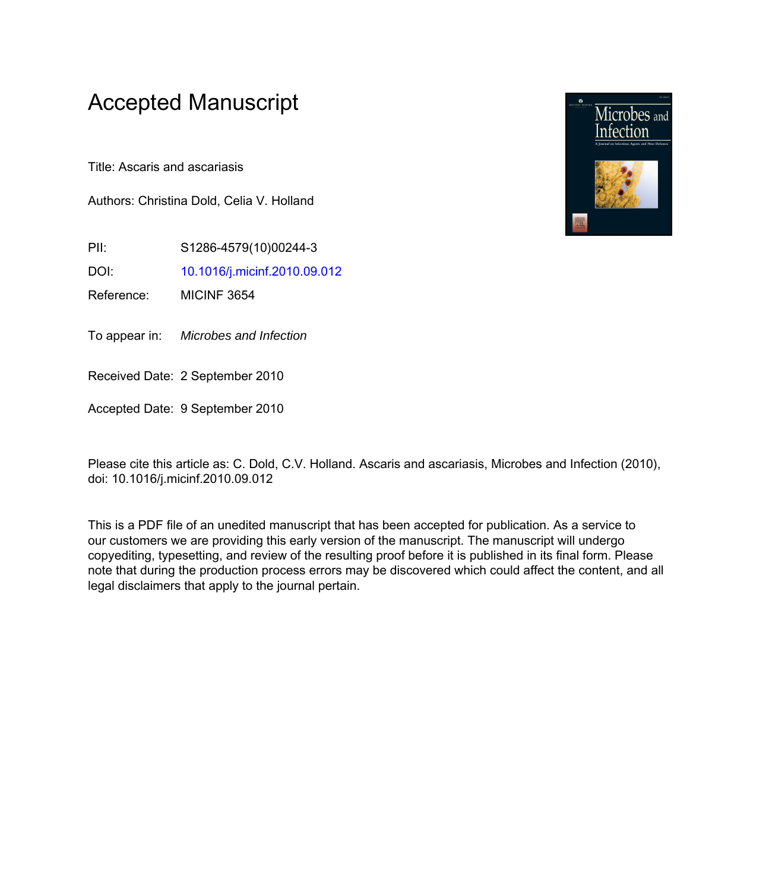# Accepted Manuscript

Title: Ascaris and ascariasis

Authors: Christina Dold, Celia V. Holland

| | |
|---|---|
| PII: | S1286-4579(10)00244-3 |
| DOI: | 10.1016/j.micinf.2010.09.012 |
| Reference: | MICINF 3654 |
| To appear in: | *Microbes and Infection* |
| Received Date: | 2 September 2010 |
| Accepted Date: | 9 September 2010 |

Please cite this article as: C. Dold, C.V. Holland. Ascaris and ascariasis, Microbes and Infection (2010), doi: 10.1016/j.micinf.2010.09.012

This is a PDF file of an unedited manuscript that has been accepted for publication. As a service to our customers we are providing this early version of the manuscript. The manuscript will undergo copyediting, typesetting, and review of the resulting proof before it is published in its final form. Please note that during the production process errors may be discovered which could affect the content, and all legal disclaimers that apply to the journal pertain.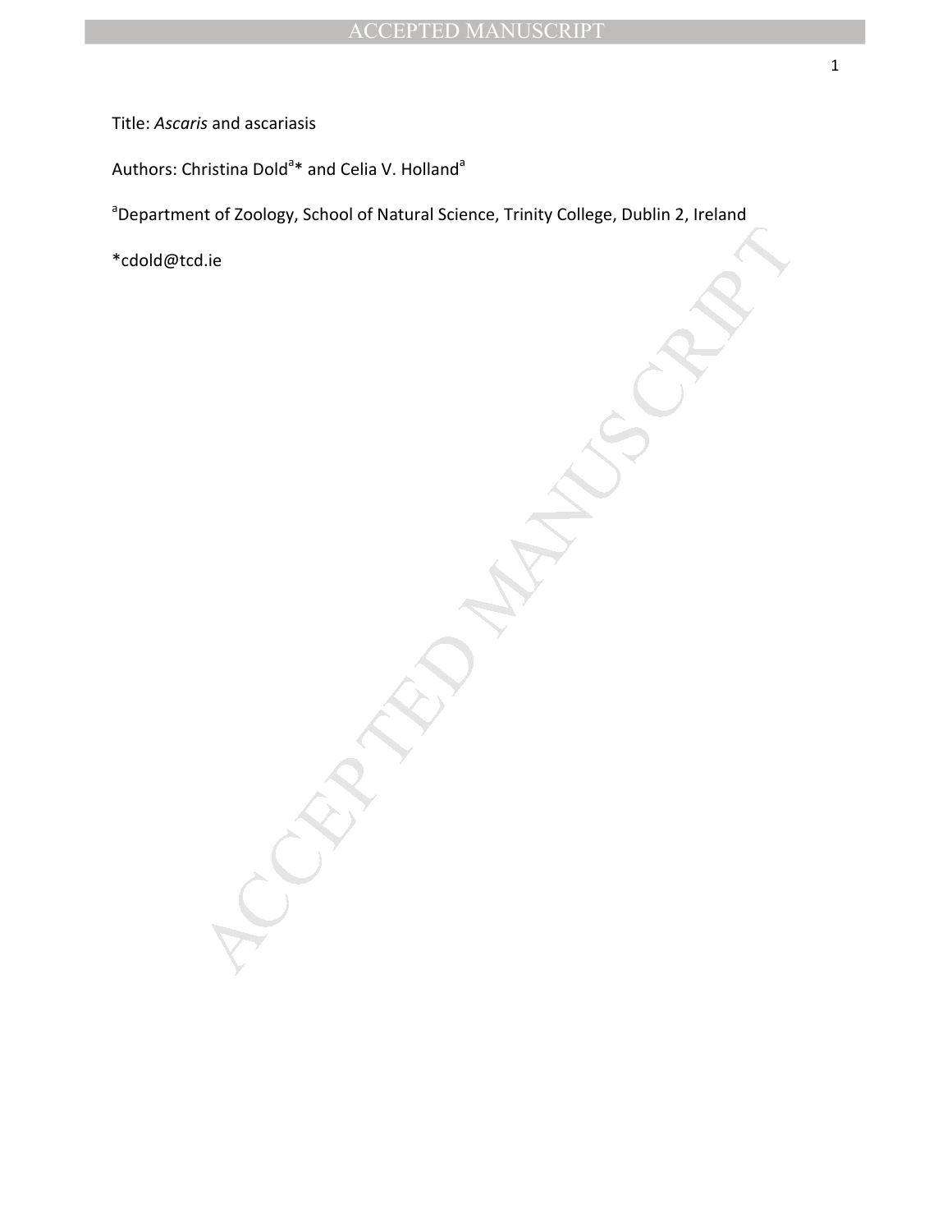Title: *Ascaris* and ascariasis

Authors: Christina Dold[a]* and Celia V. Holland[a]

[a]Department of Zoology, School of Natural Science, Trinity College, Dublin 2, Ireland

*cdold@tcd.ie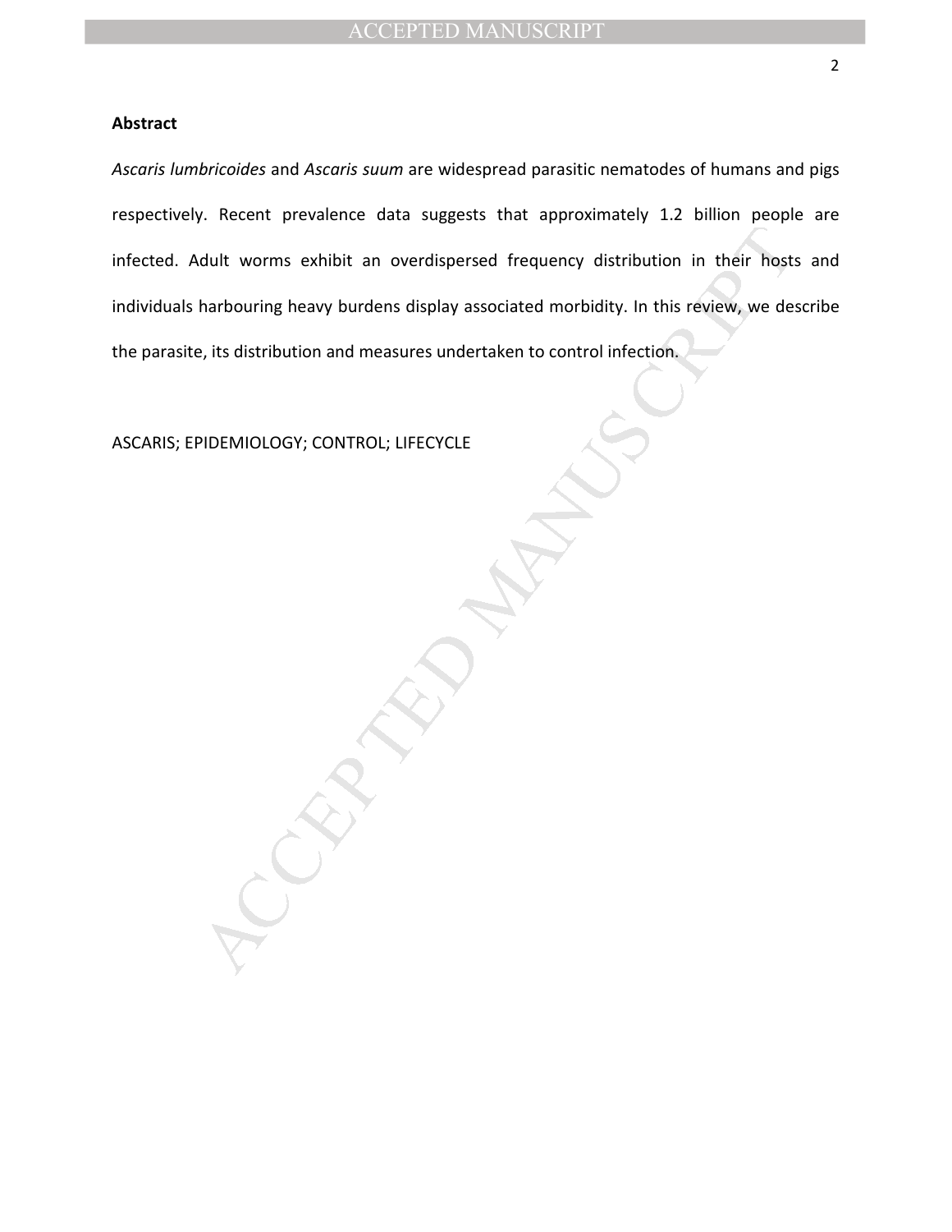## Abstract

*Ascaris lumbricoides* and *Ascaris suum* are widespread parasitic nematodes of humans and pigs respectively. Recent prevalence data suggests that approximately 1.2 billion people are infected. Adult worms exhibit an overdispersed frequency distribution in their hosts and individuals harbouring heavy burdens display associated morbidity. In this review, we describe the parasite, its distribution and measures undertaken to control infection.

ASCARIS; EPIDEMIOLOGY; CONTROL; LIFECYCLE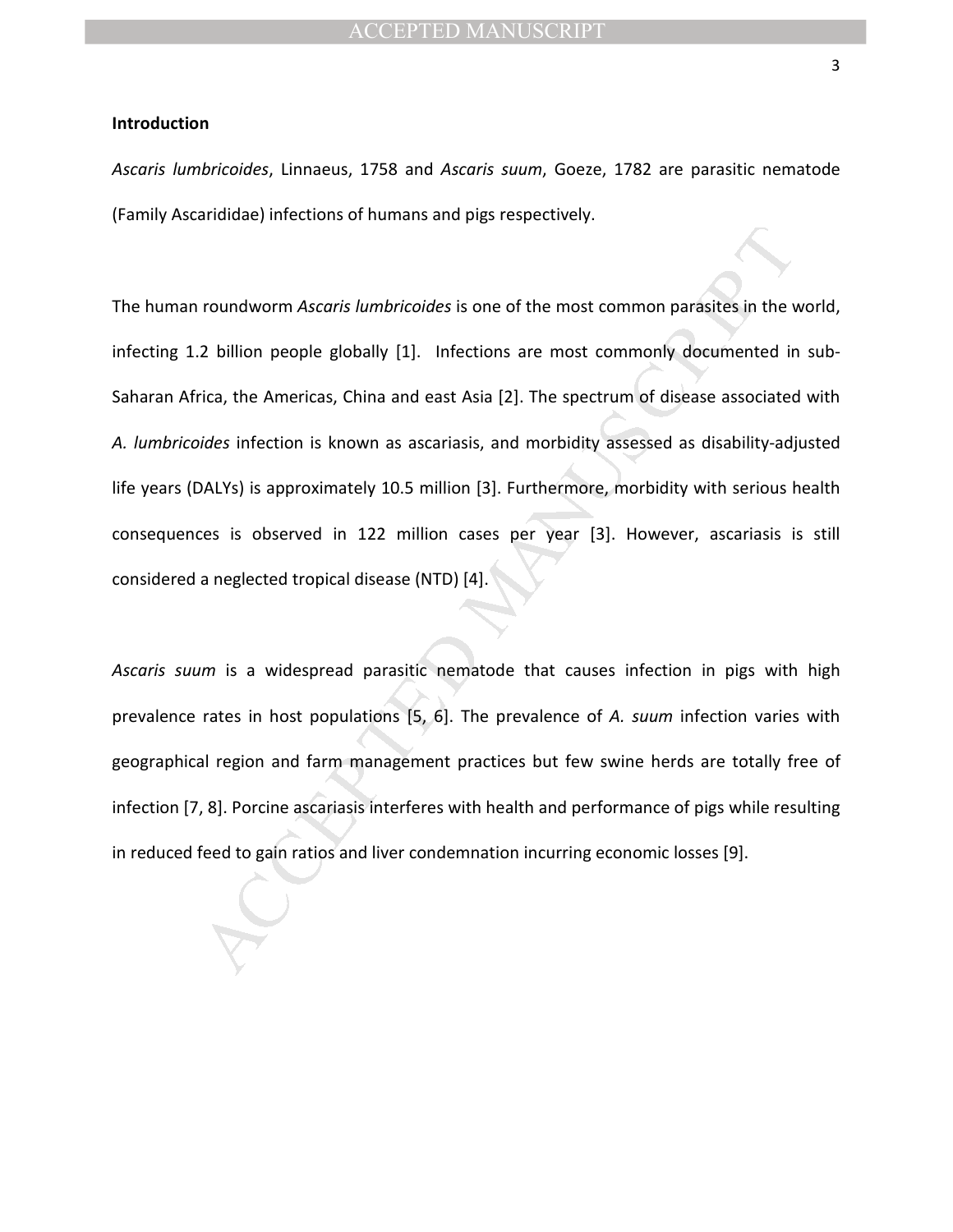**Introduction**

*Ascaris lumbricoides*, Linnaeus, 1758 and *Ascaris suum*, Goeze, 1782 are parasitic nematode (Family Ascarididae) infections of humans and pigs respectively.

The human roundworm *Ascaris lumbricoides* is one of the most common parasites in the world, infecting 1.2 billion people globally [1]. Infections are most commonly documented in sub-Saharan Africa, the Americas, China and east Asia [2]. The spectrum of disease associated with *A. lumbricoides* infection is known as ascariasis, and morbidity assessed as disability-adjusted life years (DALYs) is approximately 10.5 million [3]. Furthermore, morbidity with serious health consequences is observed in 122 million cases per year [3]. However, ascariasis is still considered a neglected tropical disease (NTD) [4].

*Ascaris suum* is a widespread parasitic nematode that causes infection in pigs with high prevalence rates in host populations [5, 6]. The prevalence of *A. suum* infection varies with geographical region and farm management practices but few swine herds are totally free of infection [7, 8]. Porcine ascariasis interferes with health and performance of pigs while resulting in reduced feed to gain ratios and liver condemnation incurring economic losses [9].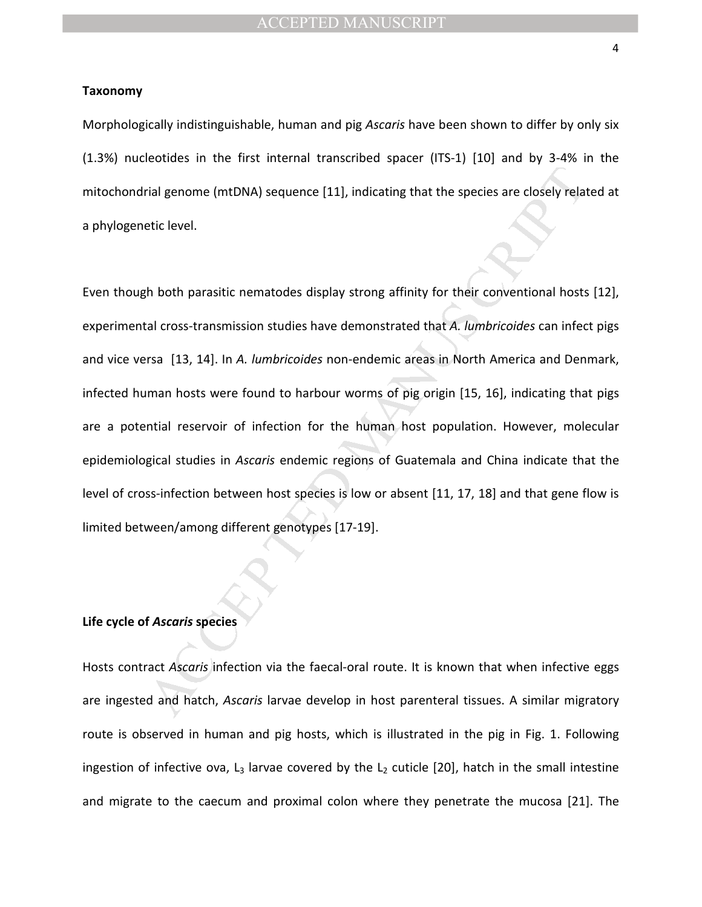**Taxonomy**

Morphologically indistinguishable, human and pig *Ascaris* have been shown to differ by only six (1.3%) nucleotides in the first internal transcribed spacer (ITS-1) [10] and by 3-4% in the mitochondrial genome (mtDNA) sequence [11], indicating that the species are closely related at a phylogenetic level.

Even though both parasitic nematodes display strong affinity for their conventional hosts [12], experimental cross-transmission studies have demonstrated that *A. lumbricoides* can infect pigs and vice versa [13, 14]. In *A. lumbricoides* non-endemic areas in North America and Denmark, infected human hosts were found to harbour worms of pig origin [15, 16], indicating that pigs are a potential reservoir of infection for the human host population. However, molecular epidemiological studies in *Ascaris* endemic regions of Guatemala and China indicate that the level of cross-infection between host species is low or absent [11, 17, 18] and that gene flow is limited between/among different genotypes [17-19].

**Life cycle of *Ascaris* species**

Hosts contract *Ascaris* infection via the faecal-oral route. It is known that when infective eggs are ingested and hatch, *Ascaris* larvae develop in host parenteral tissues. A similar migratory route is observed in human and pig hosts, which is illustrated in the pig in Fig. 1. Following ingestion of infective ova, $L_3$ larvae covered by the $L_2$ cuticle [20], hatch in the small intestine and migrate to the caecum and proximal colon where they penetrate the mucosa [21]. The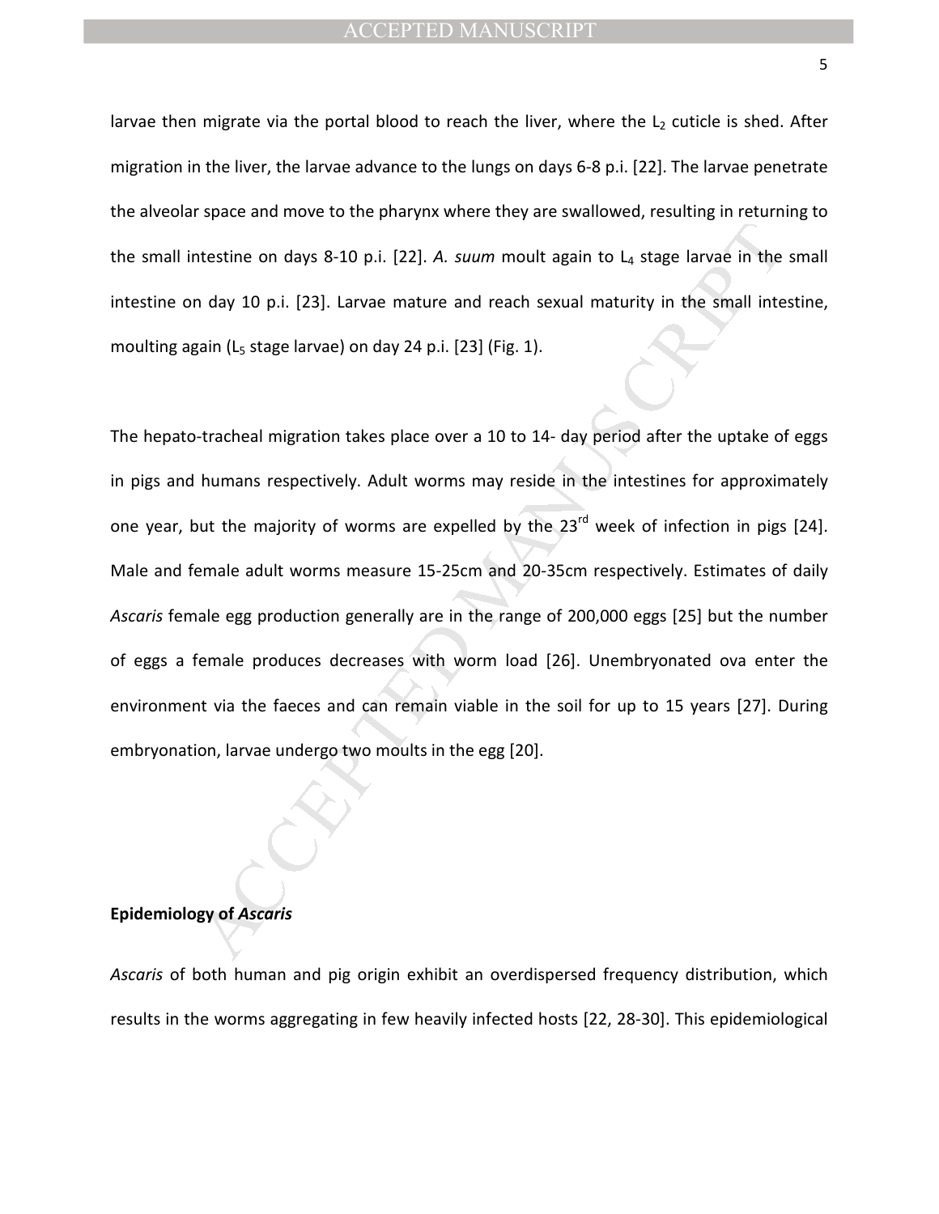larvae then migrate via the portal blood to reach the liver, where the $L_2$ cuticle is shed. After migration in the liver, the larvae advance to the lungs on days 6-8 p.i. [22]. The larvae penetrate the alveolar space and move to the pharynx where they are swallowed, resulting in returning to the small intestine on days 8-10 p.i. [22]. *A. suum* moult again to $L_4$ stage larvae in the small intestine on day 10 p.i. [23]. Larvae mature and reach sexual maturity in the small intestine, moulting again ($L_5$ stage larvae) on day 24 p.i. [23] (Fig. 1).

The hepato-tracheal migration takes place over a 10 to 14- day period after the uptake of eggs in pigs and humans respectively. Adult worms may reside in the intestines for approximately one year, but the majority of worms are expelled by the 23rd week of infection in pigs [24]. Male and female adult worms measure 15-25cm and 20-35cm respectively. Estimates of daily *Ascaris* female egg production generally are in the range of 200,000 eggs [25] but the number of eggs a female produces decreases with worm load [26]. Unembryonated ova enter the environment via the faeces and can remain viable in the soil for up to 15 years [27]. During embryonation, larvae undergo two moults in the egg [20].

**Epidemiology of *Ascaris***

*Ascaris* of both human and pig origin exhibit an overdispersed frequency distribution, which results in the worms aggregating in few heavily infected hosts [22, 28-30]. This epidemiological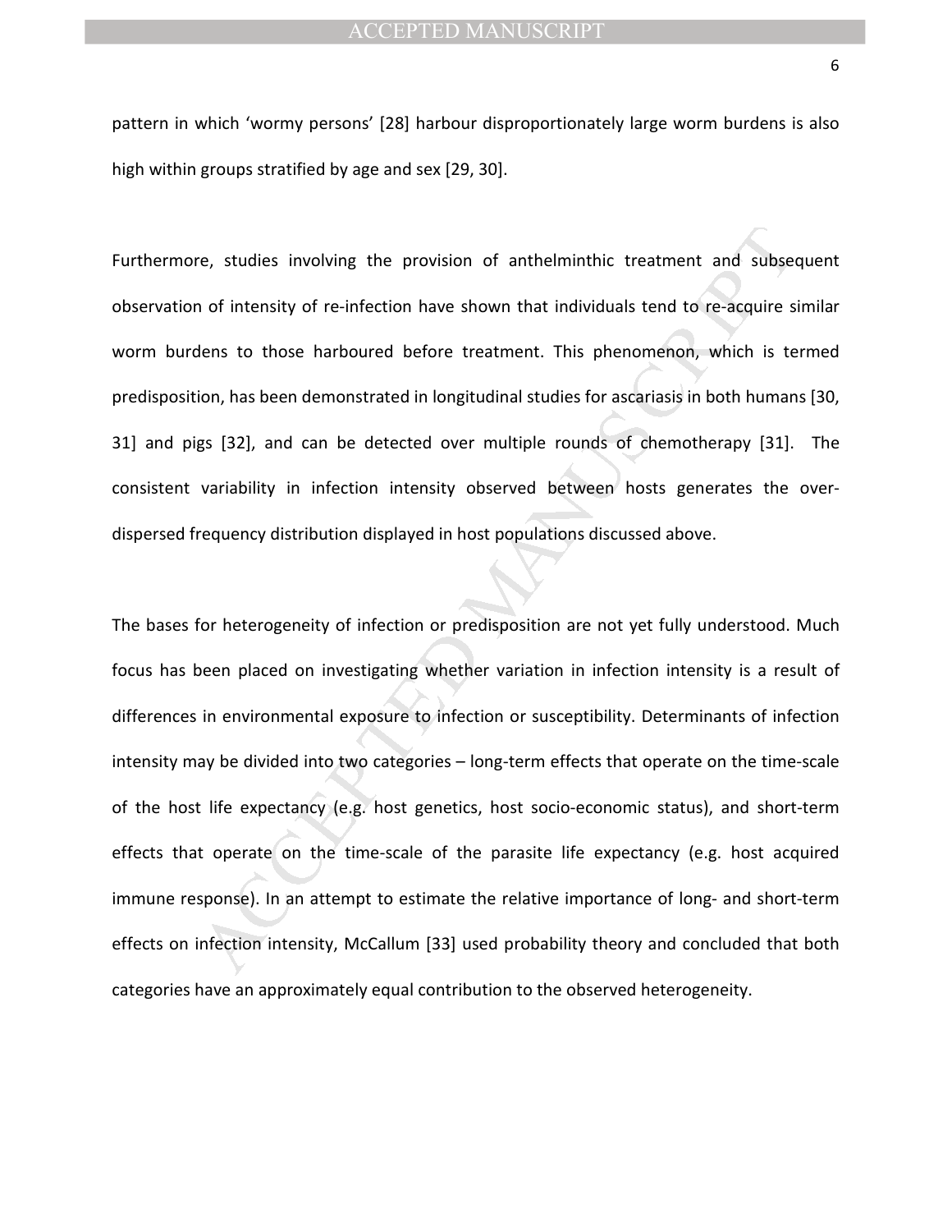pattern in which 'wormy persons' [28] harbour disproportionately large worm burdens is also high within groups stratified by age and sex [29, 30].

Furthermore, studies involving the provision of anthelminthic treatment and subsequent observation of intensity of re-infection have shown that individuals tend to re-acquire similar worm burdens to those harboured before treatment. This phenomenon, which is termed predisposition, has been demonstrated in longitudinal studies for ascariasis in both humans [30, 31] and pigs [32], and can be detected over multiple rounds of chemotherapy [31]. The consistent variability in infection intensity observed between hosts generates the over-dispersed frequency distribution displayed in host populations discussed above.

The bases for heterogeneity of infection or predisposition are not yet fully understood. Much focus has been placed on investigating whether variation in infection intensity is a result of differences in environmental exposure to infection or susceptibility. Determinants of infection intensity may be divided into two categories – long-term effects that operate on the time-scale of the host life expectancy (e.g. host genetics, host socio-economic status), and short-term effects that operate on the time-scale of the parasite life expectancy (e.g. host acquired immune response). In an attempt to estimate the relative importance of long- and short-term effects on infection intensity, McCallum [33] used probability theory and concluded that both categories have an approximately equal contribution to the observed heterogeneity.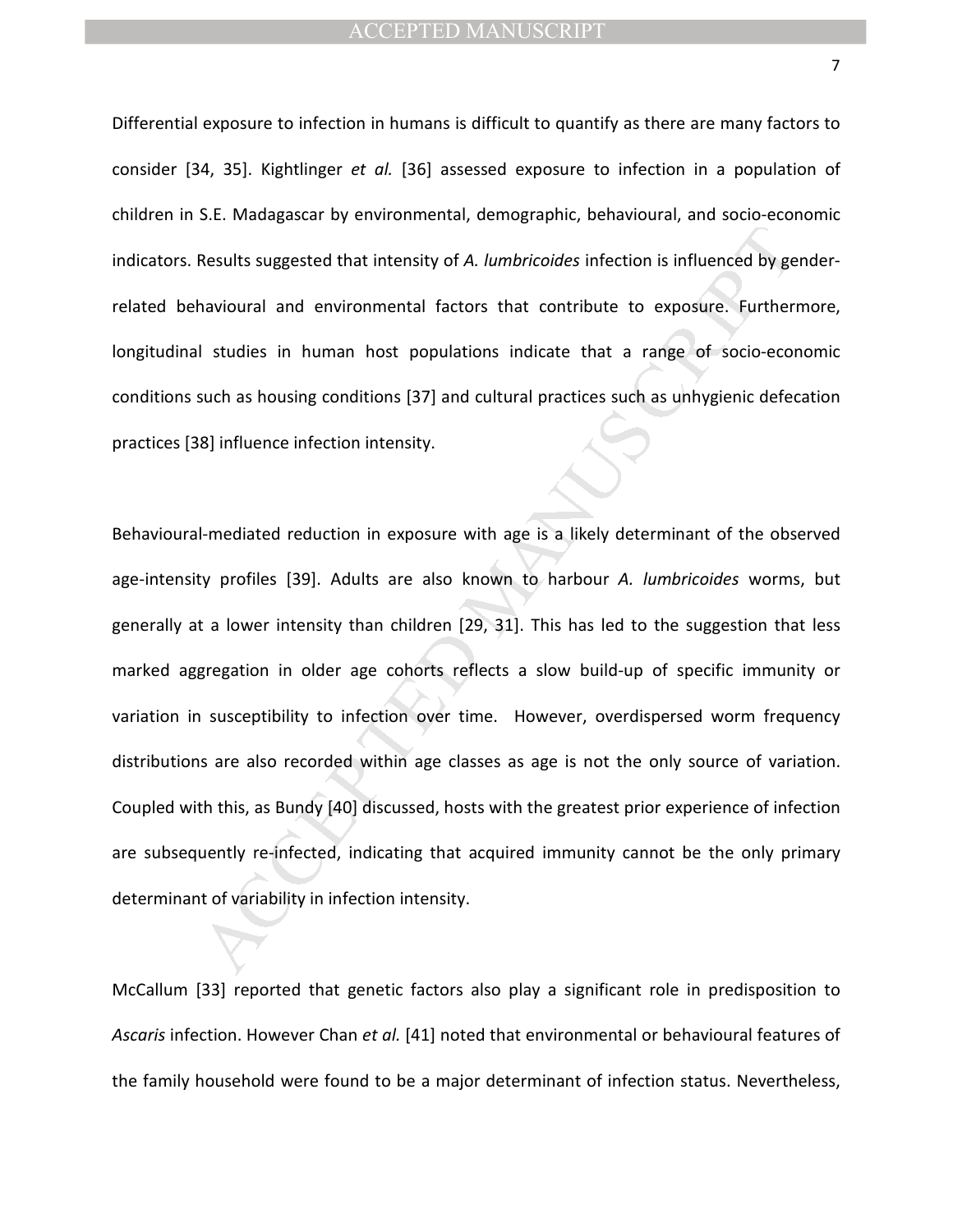Differential exposure to infection in humans is difficult to quantify as there are many factors to consider [34, 35]. Kightlinger *et al.* [36] assessed exposure to infection in a population of children in S.E. Madagascar by environmental, demographic, behavioural, and socio-economic indicators. Results suggested that intensity of *A. lumbricoides* infection is influenced by gender-related behavioural and environmental factors that contribute to exposure. Furthermore, longitudinal studies in human host populations indicate that a range of socio-economic conditions such as housing conditions [37] and cultural practices such as unhygienic defecation practices [38] influence infection intensity.

Behavioural-mediated reduction in exposure with age is a likely determinant of the observed age-intensity profiles [39]. Adults are also known to harbour *A. lumbricoides* worms, but generally at a lower intensity than children [29, 31]. This has led to the suggestion that less marked aggregation in older age cohorts reflects a slow build-up of specific immunity or variation in susceptibility to infection over time. However, overdispersed worm frequency distributions are also recorded within age classes as age is not the only source of variation. Coupled with this, as Bundy [40] discussed, hosts with the greatest prior experience of infection are subsequently re-infected, indicating that acquired immunity cannot be the only primary determinant of variability in infection intensity.

McCallum [33] reported that genetic factors also play a significant role in predisposition to *Ascaris* infection. However Chan *et al.* [41] noted that environmental or behavioural features of the family household were found to be a major determinant of infection status. Nevertheless,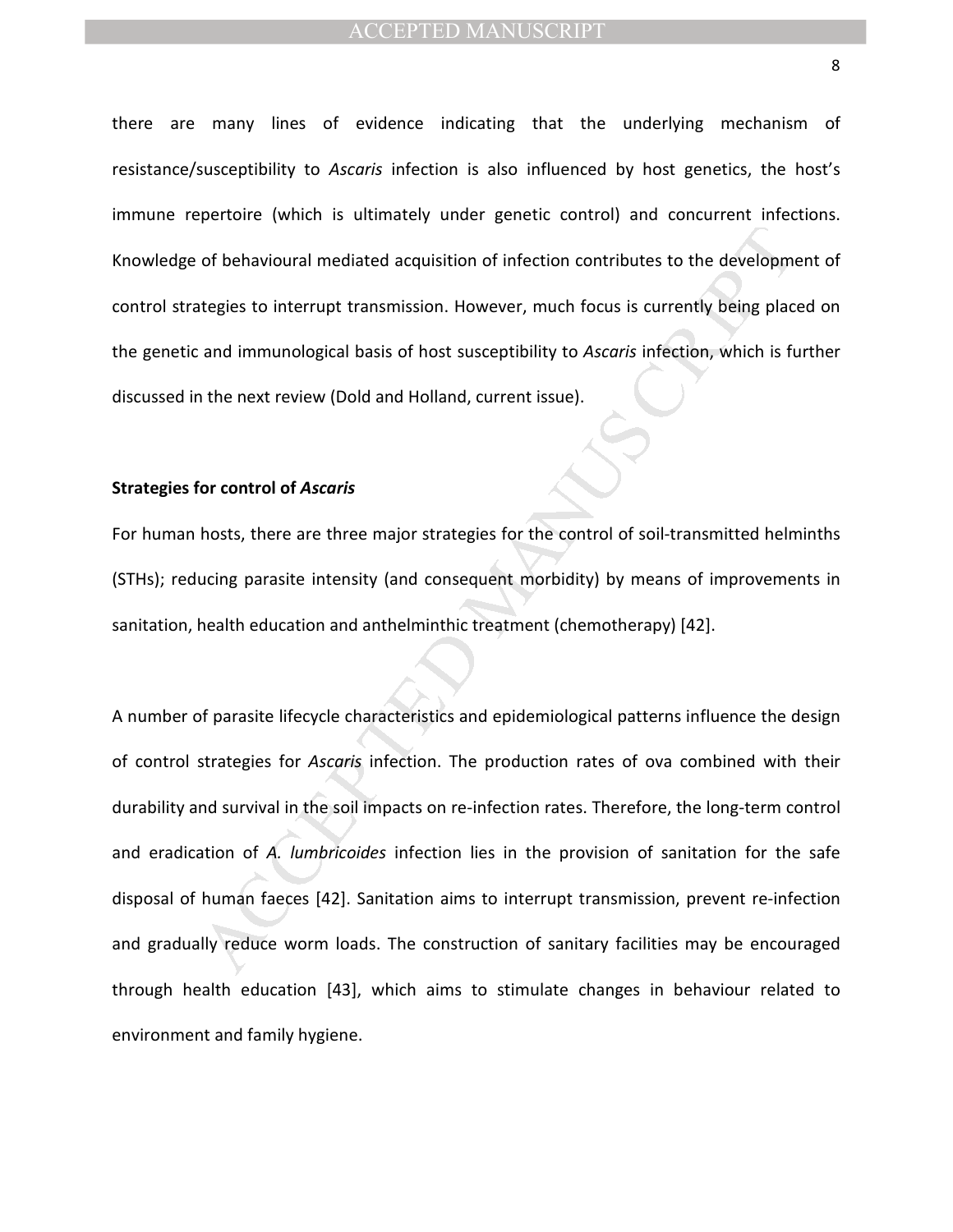there are many lines of evidence indicating that the underlying mechanism of resistance/susceptibility to *Ascaris* infection is also influenced by host genetics, the host's immune repertoire (which is ultimately under genetic control) and concurrent infections. Knowledge of behavioural mediated acquisition of infection contributes to the development of control strategies to interrupt transmission. However, much focus is currently being placed on the genetic and immunological basis of host susceptibility to *Ascaris* infection, which is further discussed in the next review (Dold and Holland, current issue).

### Strategies for control of *Ascaris*

For human hosts, there are three major strategies for the control of soil-transmitted helminths (STHs); reducing parasite intensity (and consequent morbidity) by means of improvements in sanitation, health education and anthelminthic treatment (chemotherapy) [42].

A number of parasite lifecycle characteristics and epidemiological patterns influence the design of control strategies for *Ascaris* infection. The production rates of ova combined with their durability and survival in the soil impacts on re-infection rates. Therefore, the long-term control and eradication of *A. lumbricoides* infection lies in the provision of sanitation for the safe disposal of human faeces [42]. Sanitation aims to interrupt transmission, prevent re-infection and gradually reduce worm loads. The construction of sanitary facilities may be encouraged through health education [43], which aims to stimulate changes in behaviour related to environment and family hygiene.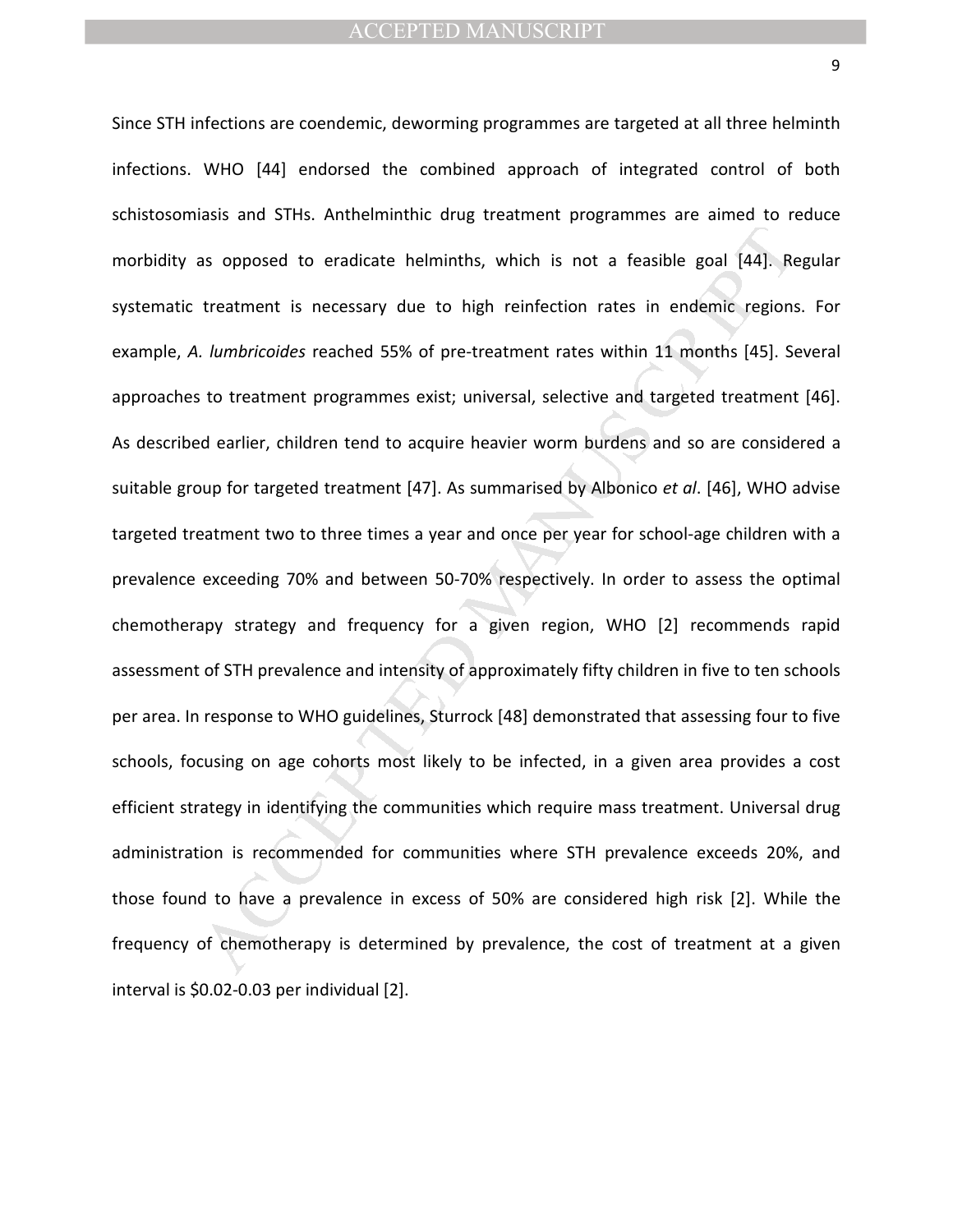Since STH infections are coendemic, deworming programmes are targeted at all three helminth infections. WHO [44] endorsed the combined approach of integrated control of both schistosomiasis and STHs. Anthelminthic drug treatment programmes are aimed to reduce morbidity as opposed to eradicate helminths, which is not a feasible goal [44]. Regular systematic treatment is necessary due to high reinfection rates in endemic regions. For example, *A. lumbricoides* reached 55% of pre-treatment rates within 11 months [45]. Several approaches to treatment programmes exist; universal, selective and targeted treatment [46]. As described earlier, children tend to acquire heavier worm burdens and so are considered a suitable group for targeted treatment [47]. As summarised by Albonico *et al*. [46], WHO advise targeted treatment two to three times a year and once per year for school-age children with a prevalence exceeding 70% and between 50-70% respectively. In order to assess the optimal chemotherapy strategy and frequency for a given region, WHO [2] recommends rapid assessment of STH prevalence and intensity of approximately fifty children in five to ten schools per area. In response to WHO guidelines, Sturrock [48] demonstrated that assessing four to five schools, focusing on age cohorts most likely to be infected, in a given area provides a cost efficient strategy in identifying the communities which require mass treatment. Universal drug administration is recommended for communities where STH prevalence exceeds 20%, and those found to have a prevalence in excess of 50% are considered high risk [2]. While the frequency of chemotherapy is determined by prevalence, the cost of treatment at a given interval is $0.02-0.03 per individual [2].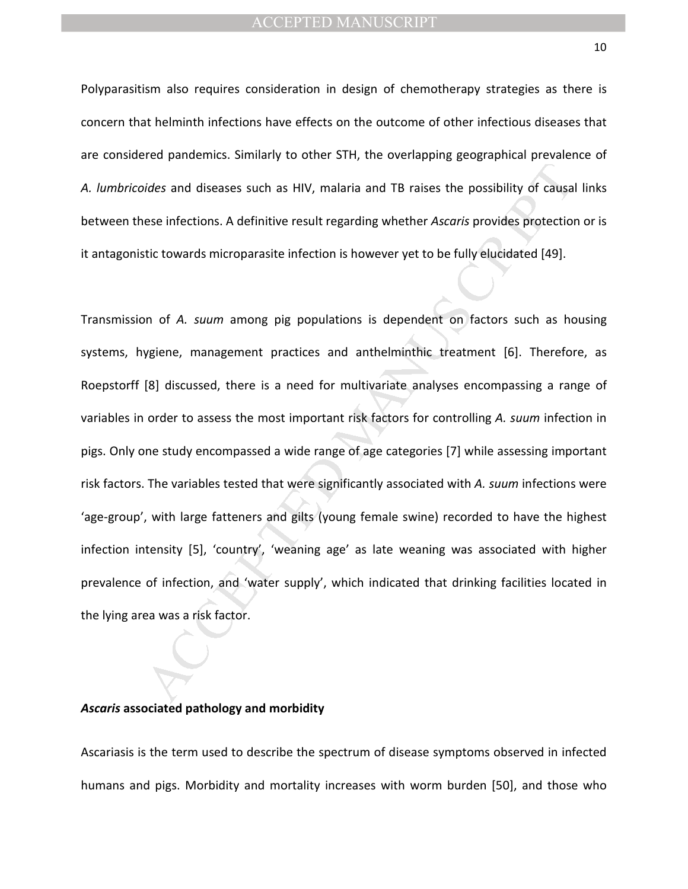Polyparasitism also requires consideration in design of chemotherapy strategies as there is concern that helminth infections have effects on the outcome of other infectious diseases that are considered pandemics. Similarly to other STH, the overlapping geographical prevalence of *A. lumbricoides* and diseases such as HIV, malaria and TB raises the possibility of causal links between these infections. A definitive result regarding whether *Ascaris* provides protection or is it antagonistic towards microparasite infection is however yet to be fully elucidated [49].

Transmission of *A. suum* among pig populations is dependent on factors such as housing systems, hygiene, management practices and anthelminthic treatment [6]. Therefore, as Roepstorff [8] discussed, there is a need for multivariate analyses encompassing a range of variables in order to assess the most important risk factors for controlling *A. suum* infection in pigs. Only one study encompassed a wide range of age categories [7] while assessing important risk factors. The variables tested that were significantly associated with *A. suum* infections were 'age-group', with large fatteners and gilts (young female swine) recorded to have the highest infection intensity [5], 'country', 'weaning age' as late weaning was associated with higher prevalence of infection, and 'water supply', which indicated that drinking facilities located in the lying area was a risk factor.

## ***Ascaris* associated pathology and morbidity**

Ascariasis is the term used to describe the spectrum of disease symptoms observed in infected humans and pigs. Morbidity and mortality increases with worm burden [50], and those who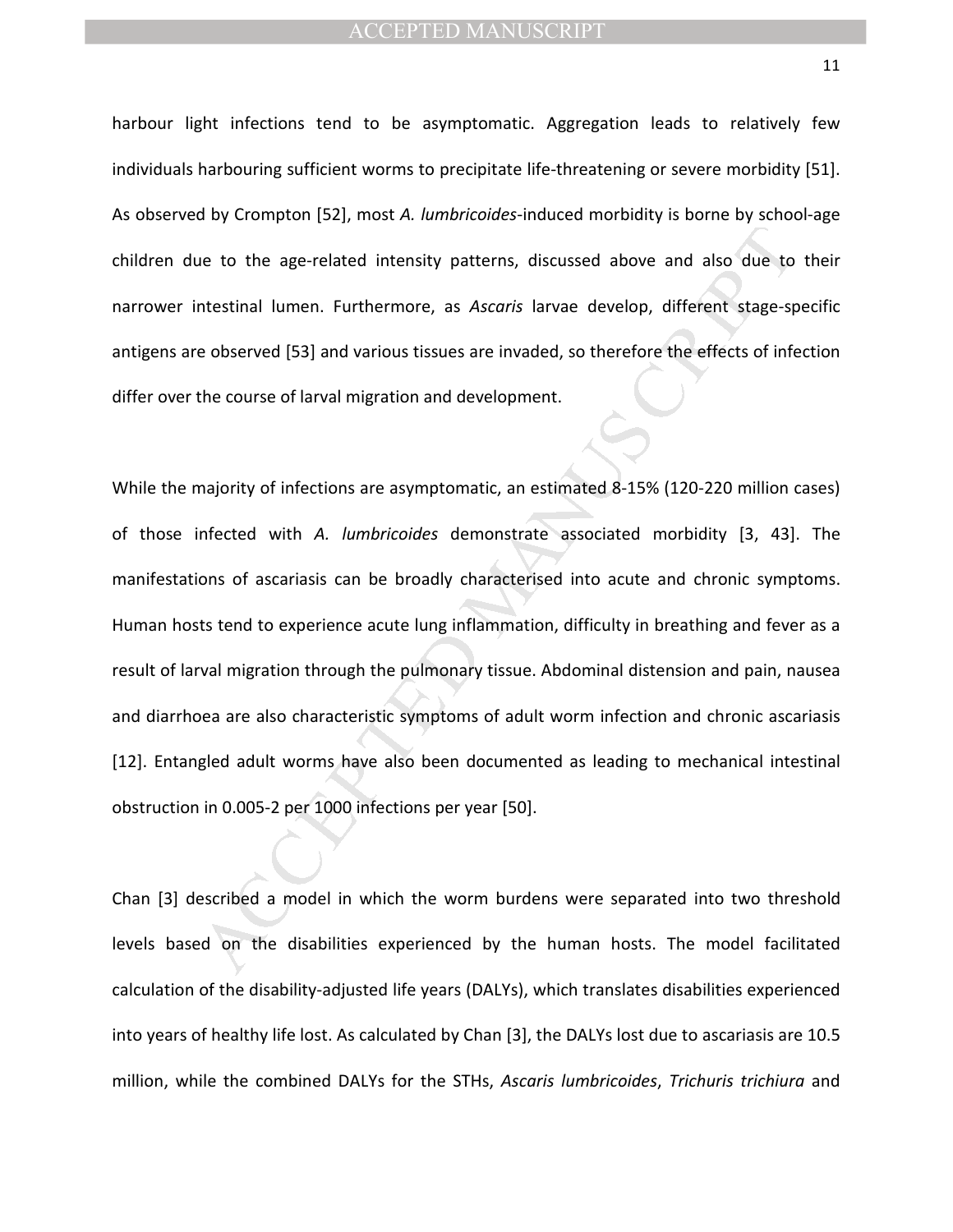harbour light infections tend to be asymptomatic. Aggregation leads to relatively few individuals harbouring sufficient worms to precipitate life-threatening or severe morbidity [51]. As observed by Crompton [52], most *A. lumbricoides*-induced morbidity is borne by school-age children due to the age-related intensity patterns, discussed above and also due to their narrower intestinal lumen. Furthermore, as *Ascaris* larvae develop, different stage-specific antigens are observed [53] and various tissues are invaded, so therefore the effects of infection differ over the course of larval migration and development.

While the majority of infections are asymptomatic, an estimated 8-15% (120-220 million cases) of those infected with *A. lumbricoides* demonstrate associated morbidity [3, 43]. The manifestations of ascariasis can be broadly characterised into acute and chronic symptoms. Human hosts tend to experience acute lung inflammation, difficulty in breathing and fever as a result of larval migration through the pulmonary tissue. Abdominal distension and pain, nausea and diarrhoea are also characteristic symptoms of adult worm infection and chronic ascariasis [12]. Entangled adult worms have also been documented as leading to mechanical intestinal obstruction in 0.005-2 per 1000 infections per year [50].

Chan [3] described a model in which the worm burdens were separated into two threshold levels based on the disabilities experienced by the human hosts. The model facilitated calculation of the disability-adjusted life years (DALYs), which translates disabilities experienced into years of healthy life lost. As calculated by Chan [3], the DALYs lost due to ascariasis are 10.5 million, while the combined DALYs for the STHs, *Ascaris lumbricoides*, *Trichuris trichiura* and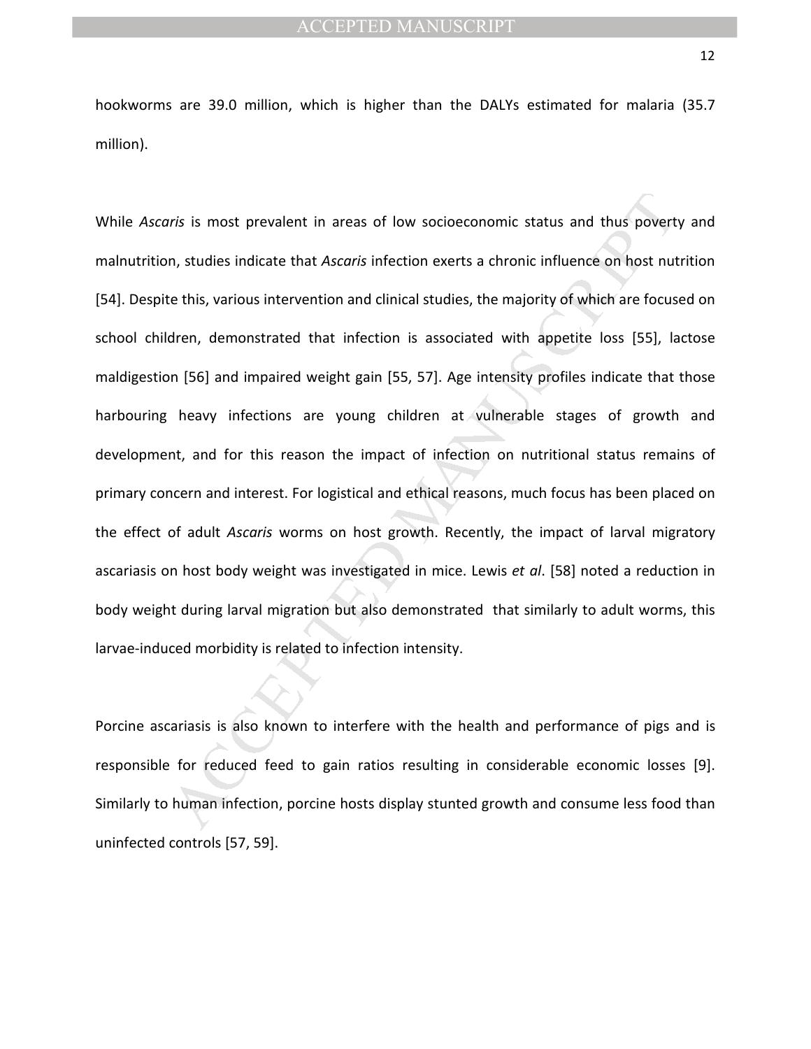hookworms are 39.0 million, which is higher than the DALYs estimated for malaria (35.7 million).

While *Ascaris* is most prevalent in areas of low socioeconomic status and thus poverty and malnutrition, studies indicate that *Ascaris* infection exerts a chronic influence on host nutrition [54]. Despite this, various intervention and clinical studies, the majority of which are focused on school children, demonstrated that infection is associated with appetite loss [55], lactose maldigestion [56] and impaired weight gain [55, 57]. Age intensity profiles indicate that those harbouring heavy infections are young children at vulnerable stages of growth and development, and for this reason the impact of infection on nutritional status remains of primary concern and interest. For logistical and ethical reasons, much focus has been placed on the effect of adult *Ascaris* worms on host growth. Recently, the impact of larval migratory ascariasis on host body weight was investigated in mice. Lewis *et al*. [58] noted a reduction in body weight during larval migration but also demonstrated that similarly to adult worms, this larvae-induced morbidity is related to infection intensity.

Porcine ascariasis is also known to interfere with the health and performance of pigs and is responsible for reduced feed to gain ratios resulting in considerable economic losses [9]. Similarly to human infection, porcine hosts display stunted growth and consume less food than uninfected controls [57, 59].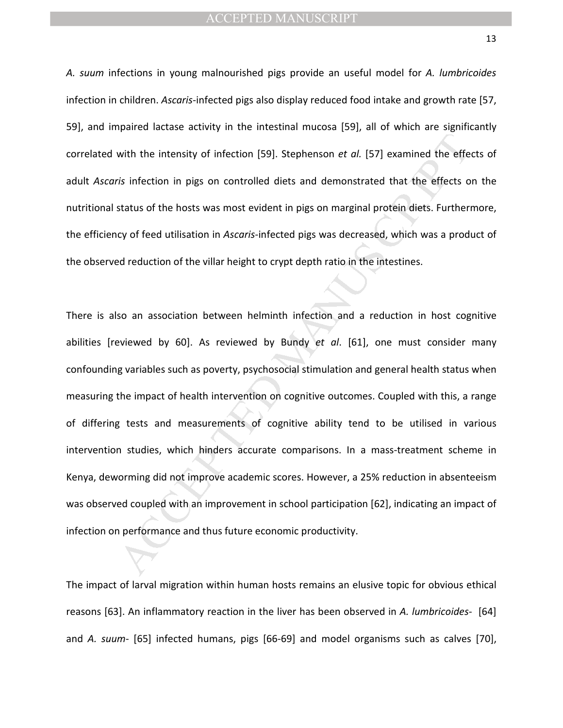*A. suum* infections in young malnourished pigs provide an useful model for *A. lumbricoides* infection in children. *Ascaris*-infected pigs also display reduced food intake and growth rate [57, 59], and impaired lactase activity in the intestinal mucosa [59], all of which are significantly correlated with the intensity of infection [59]. Stephenson *et al.* [57] examined the effects of adult *Ascaris* infection in pigs on controlled diets and demonstrated that the effects on the nutritional status of the hosts was most evident in pigs on marginal protein diets. Furthermore, the efficiency of feed utilisation in *Ascaris*-infected pigs was decreased, which was a product of the observed reduction of the villar height to crypt depth ratio in the intestines.

There is also an association between helminth infection and a reduction in host cognitive abilities [reviewed by 60]. As reviewed by Bundy *et al*. [61], one must consider many confounding variables such as poverty, psychosocial stimulation and general health status when measuring the impact of health intervention on cognitive outcomes. Coupled with this, a range of differing tests and measurements of cognitive ability tend to be utilised in various intervention studies, which hinders accurate comparisons. In a mass-treatment scheme in Kenya, deworming did not improve academic scores. However, a 25% reduction in absenteeism was observed coupled with an improvement in school participation [62], indicating an impact of infection on performance and thus future economic productivity.

The impact of larval migration within human hosts remains an elusive topic for obvious ethical reasons [63]. An inflammatory reaction in the liver has been observed in *A. lumbricoides*- [64] and *A. suum*- [65] infected humans, pigs [66-69] and model organisms such as calves [70],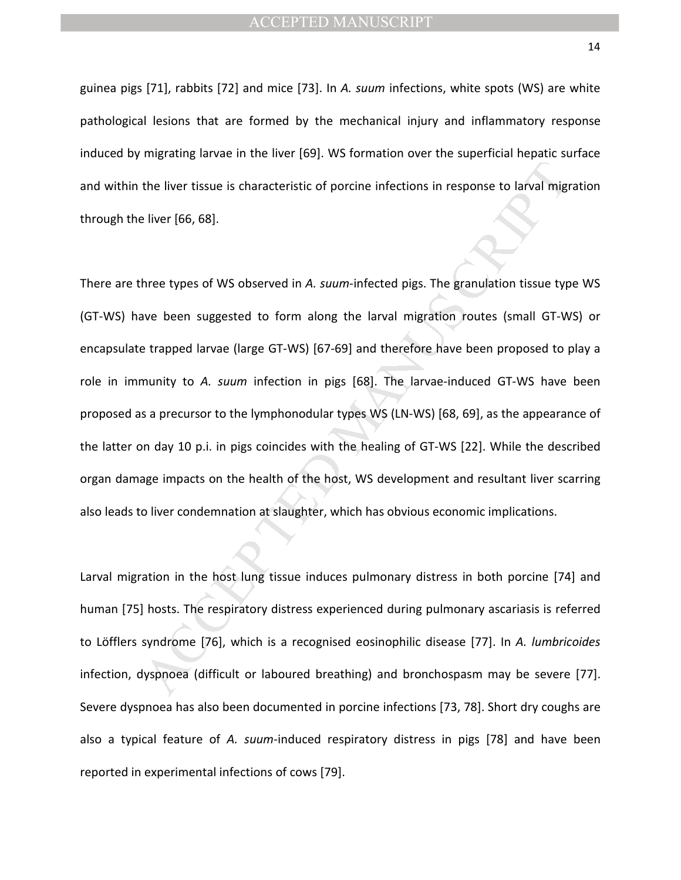guinea pigs [71], rabbits [72] and mice [73]. In *A. suum* infections, white spots (WS) are white pathological lesions that are formed by the mechanical injury and inflammatory response induced by migrating larvae in the liver [69]. WS formation over the superficial hepatic surface and within the liver tissue is characteristic of porcine infections in response to larval migration through the liver [66, 68].

There are three types of WS observed in *A. suum*-infected pigs. The granulation tissue type WS (GT-WS) have been suggested to form along the larval migration routes (small GT-WS) or encapsulate trapped larvae (large GT-WS) [67-69] and therefore have been proposed to play a role in immunity to *A. suum* infection in pigs [68]. The larvae-induced GT-WS have been proposed as a precursor to the lymphonodular types WS (LN-WS) [68, 69], as the appearance of the latter on day 10 p.i. in pigs coincides with the healing of GT-WS [22]. While the described organ damage impacts on the health of the host, WS development and resultant liver scarring also leads to liver condemnation at slaughter, which has obvious economic implications.

Larval migration in the host lung tissue induces pulmonary distress in both porcine [74] and human [75] hosts. The respiratory distress experienced during pulmonary ascariasis is referred to Löfflers syndrome [76], which is a recognised eosinophilic disease [77]. In *A. lumbricoides* infection, dyspnoea (difficult or laboured breathing) and bronchospasm may be severe [77]. Severe dyspnoea has also been documented in porcine infections [73, 78]. Short dry coughs are also a typical feature of *A. suum*-induced respiratory distress in pigs [78] and have been reported in experimental infections of cows [79].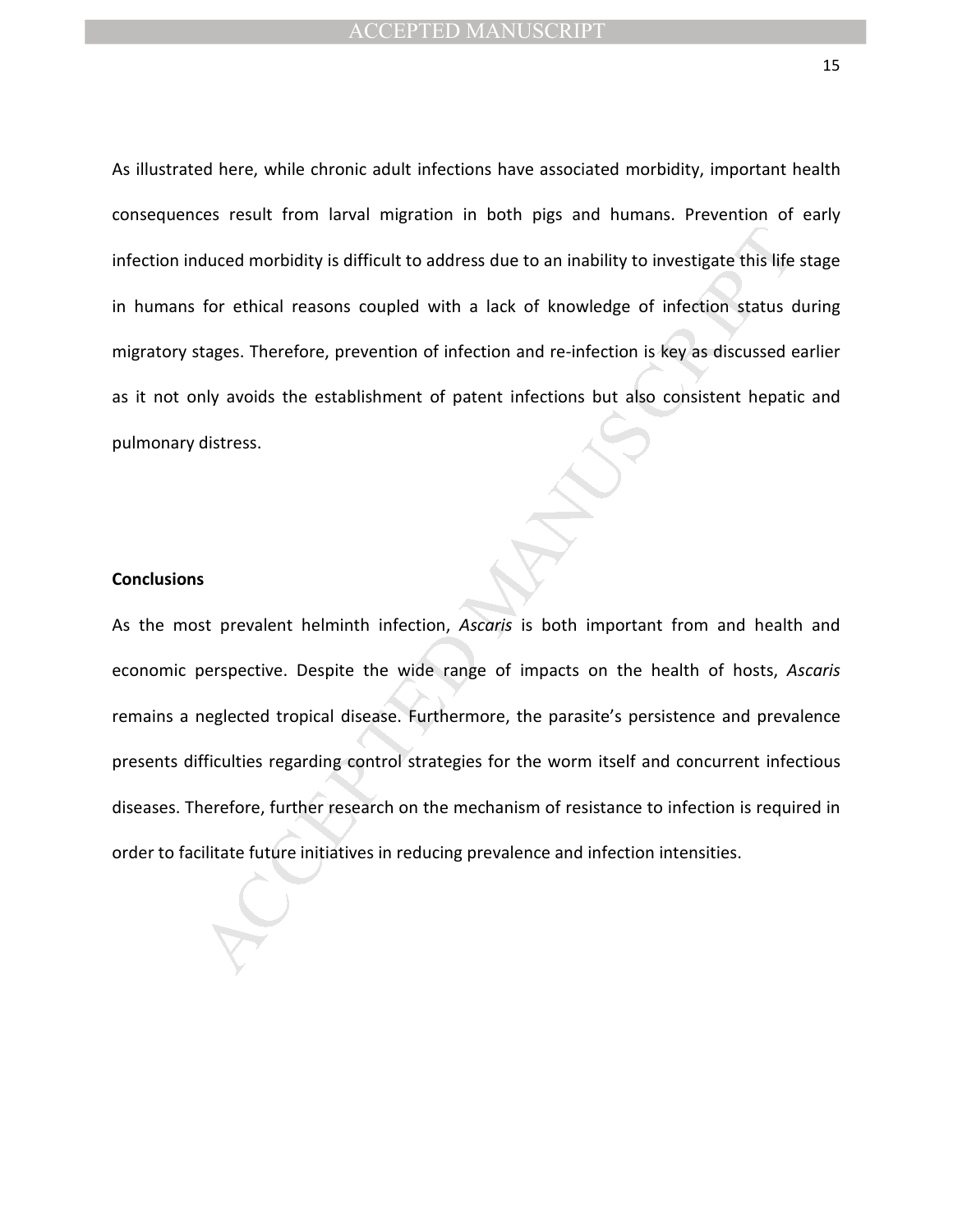As illustrated here, while chronic adult infections have associated morbidity, important health consequences result from larval migration in both pigs and humans. Prevention of early infection induced morbidity is difficult to address due to an inability to investigate this life stage in humans for ethical reasons coupled with a lack of knowledge of infection status during migratory stages. Therefore, prevention of infection and re-infection is key as discussed earlier as it not only avoids the establishment of patent infections but also consistent hepatic and pulmonary distress.

## Conclusions

As the most prevalent helminth infection, *Ascaris* is both important from and health and economic perspective. Despite the wide range of impacts on the health of hosts, *Ascaris* remains a neglected tropical disease. Furthermore, the parasite's persistence and prevalence presents difficulties regarding control strategies for the worm itself and concurrent infectious diseases. Therefore, further research on the mechanism of resistance to infection is required in order to facilitate future initiatives in reducing prevalence and infection intensities.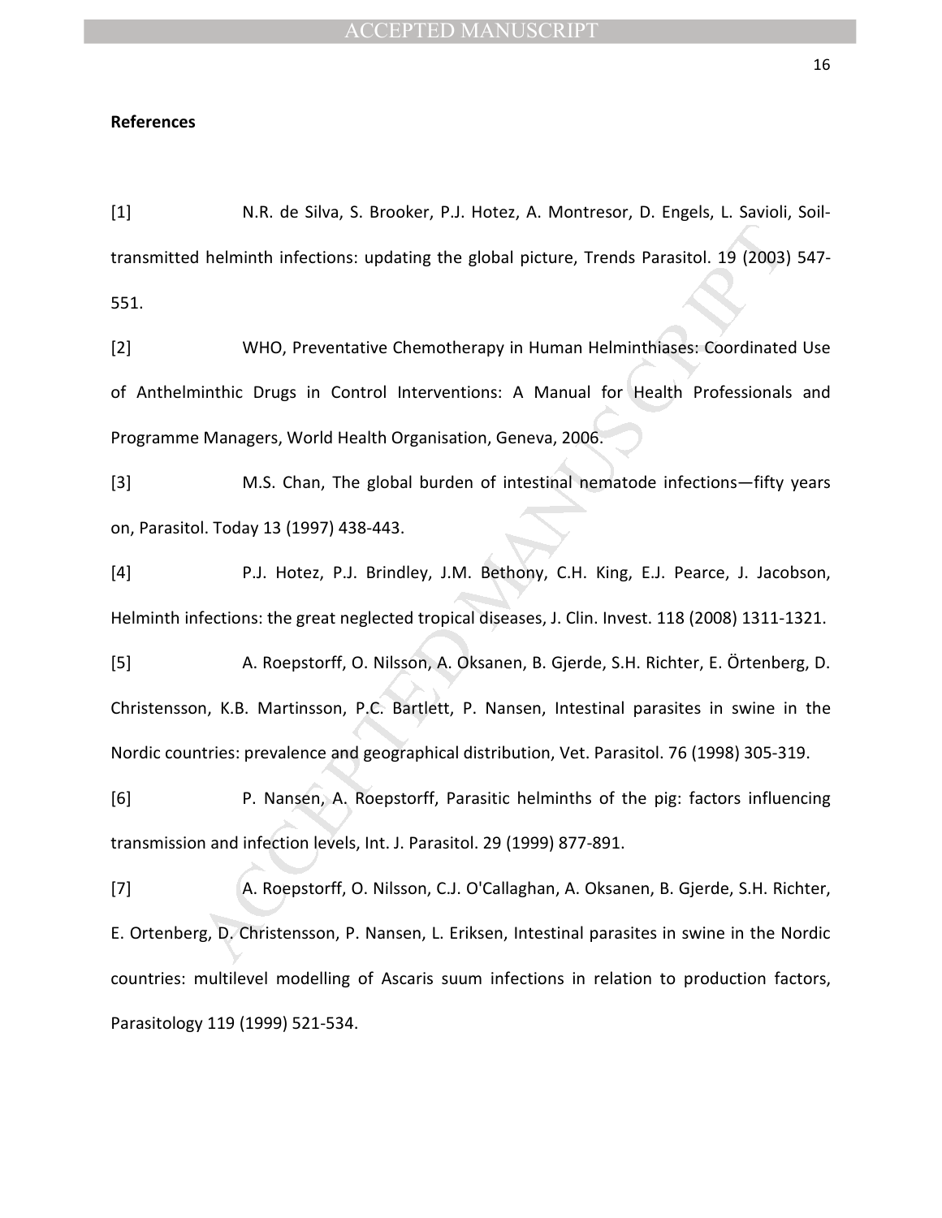**References**

[1] N.R. de Silva, S. Brooker, P.J. Hotez, A. Montresor, D. Engels, L. Savioli, Soil-transmitted helminth infections: updating the global picture, Trends Parasitol. 19 (2003) 547-551.

[2] WHO, Preventative Chemotherapy in Human Helminthiases: Coordinated Use of Anthelminthic Drugs in Control Interventions: A Manual for Health Professionals and Programme Managers, World Health Organisation, Geneva, 2006.

[3] M.S. Chan, The global burden of intestinal nematode infections—fifty years on, Parasitol. Today 13 (1997) 438-443.

[4] P.J. Hotez, P.J. Brindley, J.M. Bethony, C.H. King, E.J. Pearce, J. Jacobson, Helminth infections: the great neglected tropical diseases, J. Clin. Invest. 118 (2008) 1311-1321.

[5] A. Roepstorff, O. Nilsson, A. Oksanen, B. Gjerde, S.H. Richter, E. Örtenberg, D. Christensson, K.B. Martinsson, P.C. Bartlett, P. Nansen, Intestinal parasites in swine in the Nordic countries: prevalence and geographical distribution, Vet. Parasitol. 76 (1998) 305-319.

[6] P. Nansen, A. Roepstorff, Parasitic helminths of the pig: factors influencing transmission and infection levels, Int. J. Parasitol. 29 (1999) 877-891.

[7] A. Roepstorff, O. Nilsson, C.J. O'Callaghan, A. Oksanen, B. Gjerde, S.H. Richter, E. Ortenberg, D. Christensson, P. Nansen, L. Eriksen, Intestinal parasites in swine in the Nordic countries: multilevel modelling of Ascaris suum infections in relation to production factors, Parasitology 119 (1999) 521-534.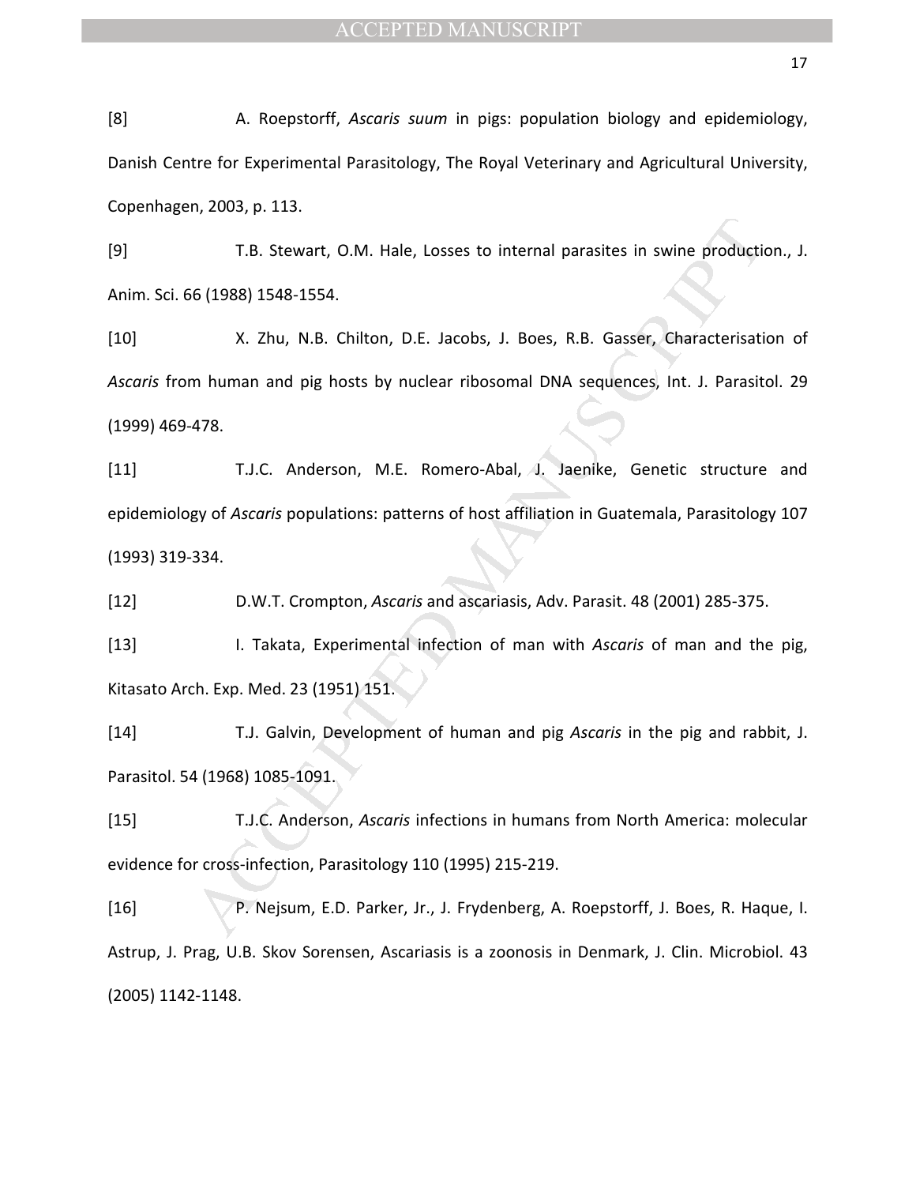[8] A. Roepstorff, *Ascaris suum* in pigs: population biology and epidemiology, Danish Centre for Experimental Parasitology, The Royal Veterinary and Agricultural University, Copenhagen, 2003, p. 113.

[9] T.B. Stewart, O.M. Hale, Losses to internal parasites in swine production., J. Anim. Sci. 66 (1988) 1548-1554.

[10] X. Zhu, N.B. Chilton, D.E. Jacobs, J. Boes, R.B. Gasser, Characterisation of *Ascaris* from human and pig hosts by nuclear ribosomal DNA sequences, Int. J. Parasitol. 29 (1999) 469-478.

[11] T.J.C. Anderson, M.E. Romero-Abal, J. Jaenike, Genetic structure and epidemiology of *Ascaris* populations: patterns of host affiliation in Guatemala, Parasitology 107 (1993) 319-334.

[12] D.W.T. Crompton, *Ascaris* and ascariasis, Adv. Parasit. 48 (2001) 285-375.

[13] I. Takata, Experimental infection of man with *Ascaris* of man and the pig, Kitasato Arch. Exp. Med. 23 (1951) 151.

[14] T.J. Galvin, Development of human and pig *Ascaris* in the pig and rabbit, J. Parasitol. 54 (1968) 1085-1091.

[15] T.J.C. Anderson, *Ascaris* infections in humans from North America: molecular evidence for cross-infection, Parasitology 110 (1995) 215-219.

[16] P. Nejsum, E.D. Parker, Jr., J. Frydenberg, A. Roepstorff, J. Boes, R. Haque, I. Astrup, J. Prag, U.B. Skov Sorensen, Ascariasis is a zoonosis in Denmark, J. Clin. Microbiol. 43 (2005) 1142-1148.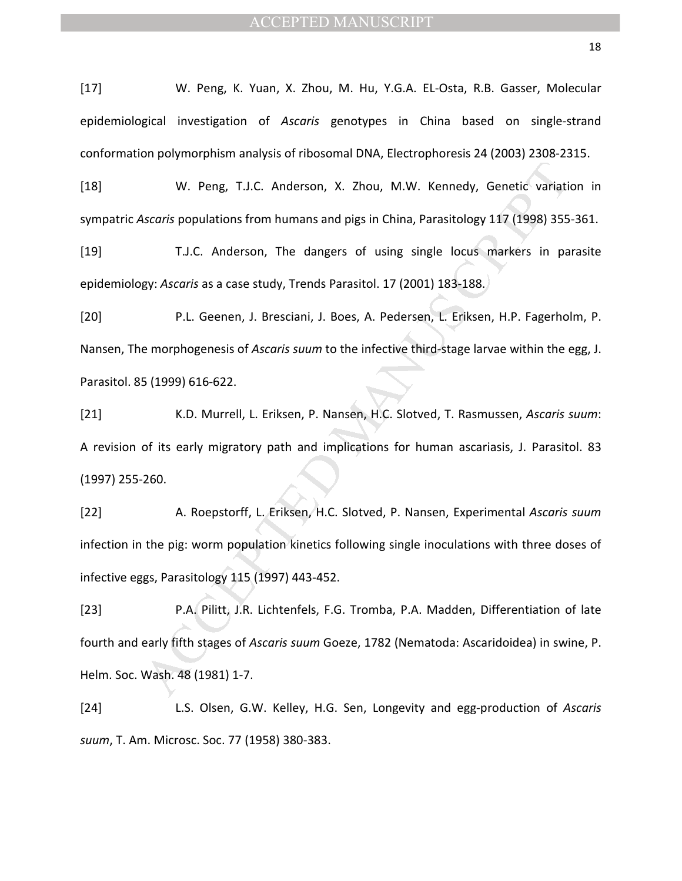[17] W. Peng, K. Yuan, X. Zhou, M. Hu, Y.G.A. EL-Osta, R.B. Gasser, Molecular epidemiological investigation of *Ascaris* genotypes in China based on single-strand conformation polymorphism analysis of ribosomal DNA, Electrophoresis 24 (2003) 2308-2315.

[18] W. Peng, T.J.C. Anderson, X. Zhou, M.W. Kennedy, Genetic variation in sympatric *Ascaris* populations from humans and pigs in China, Parasitology 117 (1998) 355-361.

[19] T.J.C. Anderson, The dangers of using single locus markers in parasite epidemiology: *Ascaris* as a case study, Trends Parasitol. 17 (2001) 183-188.

[20] P.L. Geenen, J. Bresciani, J. Boes, A. Pedersen, L. Eriksen, H.P. Fagerholm, P. Nansen, The morphogenesis of *Ascaris suum* to the infective third-stage larvae within the egg, J. Parasitol. 85 (1999) 616-622.

[21] K.D. Murrell, L. Eriksen, P. Nansen, H.C. Slotved, T. Rasmussen, *Ascaris suum*: A revision of its early migratory path and implications for human ascariasis, J. Parasitol. 83 (1997) 255-260.

[22] A. Roepstorff, L. Eriksen, H.C. Slotved, P. Nansen, Experimental *Ascaris suum* infection in the pig: worm population kinetics following single inoculations with three doses of infective eggs, Parasitology 115 (1997) 443-452.

[23] P.A. Pilitt, J.R. Lichtenfels, F.G. Tromba, P.A. Madden, Differentiation of late fourth and early fifth stages of *Ascaris suum* Goeze, 1782 (Nematoda: Ascaridoidea) in swine, P. Helm. Soc. Wash. 48 (1981) 1-7.

[24] L.S. Olsen, G.W. Kelley, H.G. Sen, Longevity and egg-production of *Ascaris suum*, T. Am. Microsc. Soc. 77 (1958) 380-383.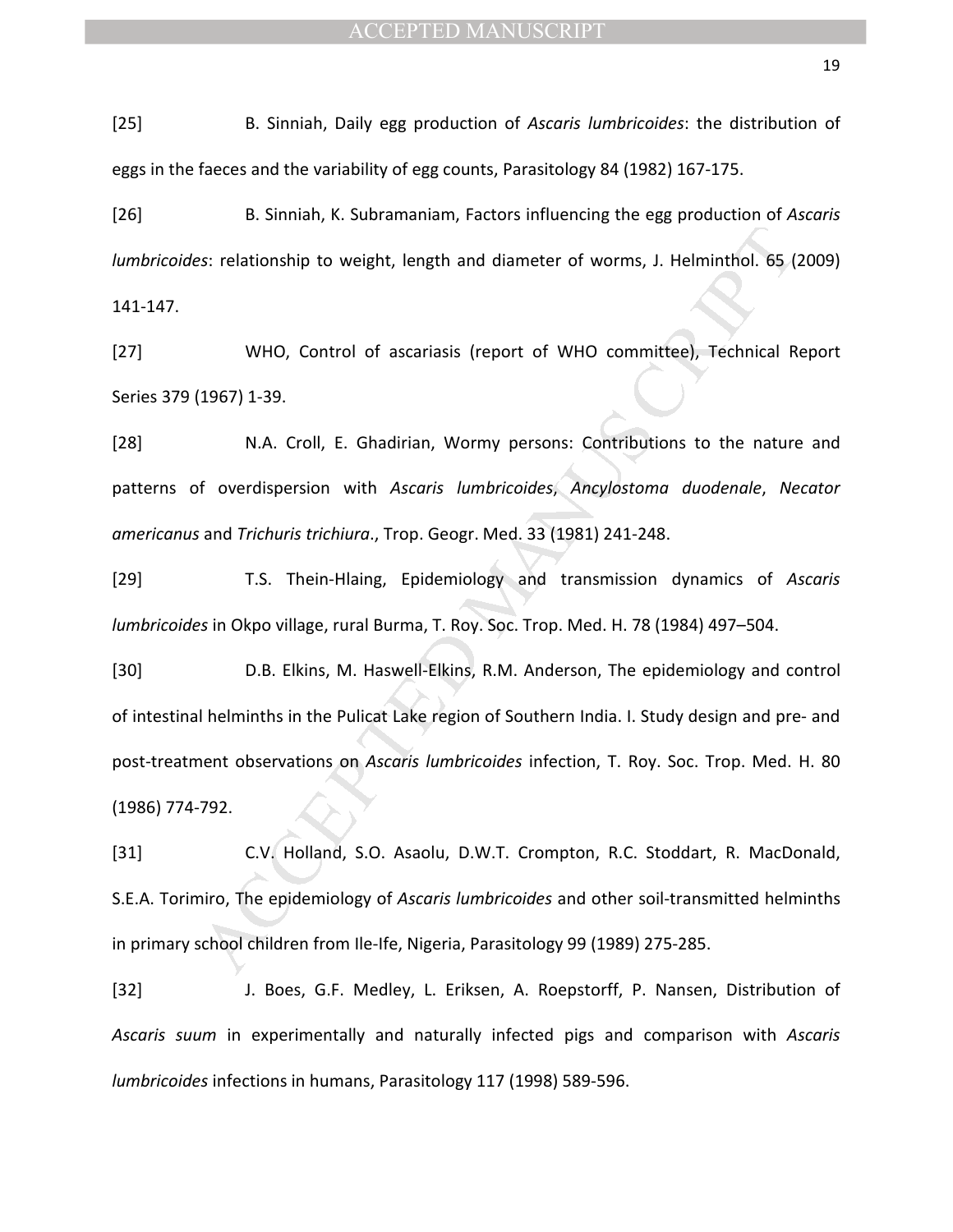[25] B. Sinniah, Daily egg production of *Ascaris lumbricoides*: the distribution of eggs in the faeces and the variability of egg counts, Parasitology 84 (1982) 167-175.

[26] B. Sinniah, K. Subramaniam, Factors influencing the egg production of *Ascaris lumbricoides*: relationship to weight, length and diameter of worms, J. Helminthol. 65 (2009) 141-147.

[27] WHO, Control of ascariasis (report of WHO committee), Technical Report Series 379 (1967) 1-39.

[28] N.A. Croll, E. Ghadirian, Wormy persons: Contributions to the nature and patterns of overdispersion with *Ascaris lumbricoides*, *Ancylostoma duodenale*, *Necator americanus* and *Trichuris trichiura*., Trop. Geogr. Med. 33 (1981) 241-248.

[29] T.S. Thein-Hlaing, Epidemiology and transmission dynamics of *Ascaris lumbricoides* in Okpo village, rural Burma, T. Roy. Soc. Trop. Med. H. 78 (1984) 497–504.

[30] D.B. Elkins, M. Haswell-Elkins, R.M. Anderson, The epidemiology and control of intestinal helminths in the Pulicat Lake region of Southern India. I. Study design and pre- and post-treatment observations on *Ascaris lumbricoides* infection, T. Roy. Soc. Trop. Med. H. 80 (1986) 774-792.

[31] C.V. Holland, S.O. Asaolu, D.W.T. Crompton, R.C. Stoddart, R. MacDonald, S.E.A. Torimiro, The epidemiology of *Ascaris lumbricoides* and other soil-transmitted helminths in primary school children from Ile-Ife, Nigeria, Parasitology 99 (1989) 275-285.

[32] J. Boes, G.F. Medley, L. Eriksen, A. Roepstorff, P. Nansen, Distribution of *Ascaris suum* in experimentally and naturally infected pigs and comparison with *Ascaris lumbricoides* infections in humans, Parasitology 117 (1998) 589-596.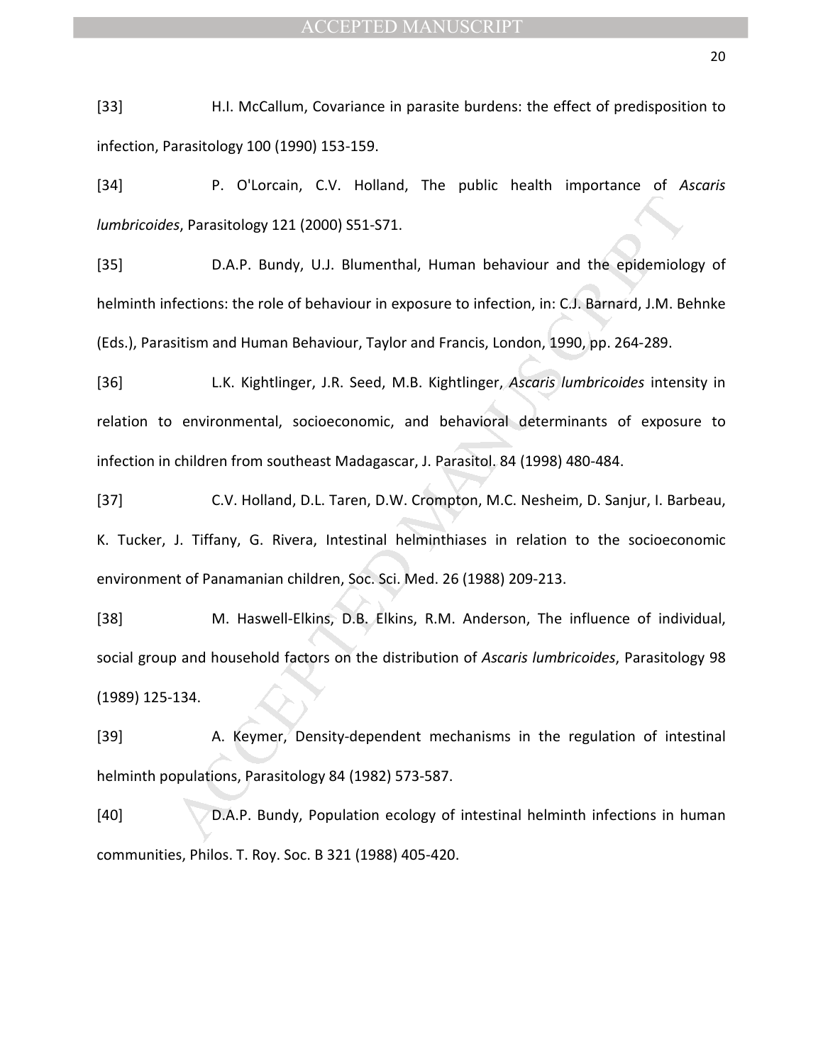[33] H.I. McCallum, Covariance in parasite burdens: the effect of predisposition to infection, Parasitology 100 (1990) 153-159.

[34] P. O'Lorcain, C.V. Holland, The public health importance of *Ascaris lumbricoides*, Parasitology 121 (2000) S51-S71.

[35] D.A.P. Bundy, U.J. Blumenthal, Human behaviour and the epidemiology of helminth infections: the role of behaviour in exposure to infection, in: C.J. Barnard, J.M. Behnke (Eds.), Parasitism and Human Behaviour, Taylor and Francis, London, 1990, pp. 264-289.

[36] L.K. Kightlinger, J.R. Seed, M.B. Kightlinger, *Ascaris lumbricoides* intensity in relation to environmental, socioeconomic, and behavioral determinants of exposure to infection in children from southeast Madagascar, J. Parasitol. 84 (1998) 480-484.

[37] C.V. Holland, D.L. Taren, D.W. Crompton, M.C. Nesheim, D. Sanjur, I. Barbeau, K. Tucker, J. Tiffany, G. Rivera, Intestinal helminthiases in relation to the socioeconomic environment of Panamanian children, Soc. Sci. Med. 26 (1988) 209-213.

[38] M. Haswell-Elkins, D.B. Elkins, R.M. Anderson, The influence of individual, social group and household factors on the distribution of *Ascaris lumbricoides*, Parasitology 98 (1989) 125-134.

[39] A. Keymer, Density-dependent mechanisms in the regulation of intestinal helminth populations, Parasitology 84 (1982) 573-587.

[40] D.A.P. Bundy, Population ecology of intestinal helminth infections in human communities, Philos. T. Roy. Soc. B 321 (1988) 405-420.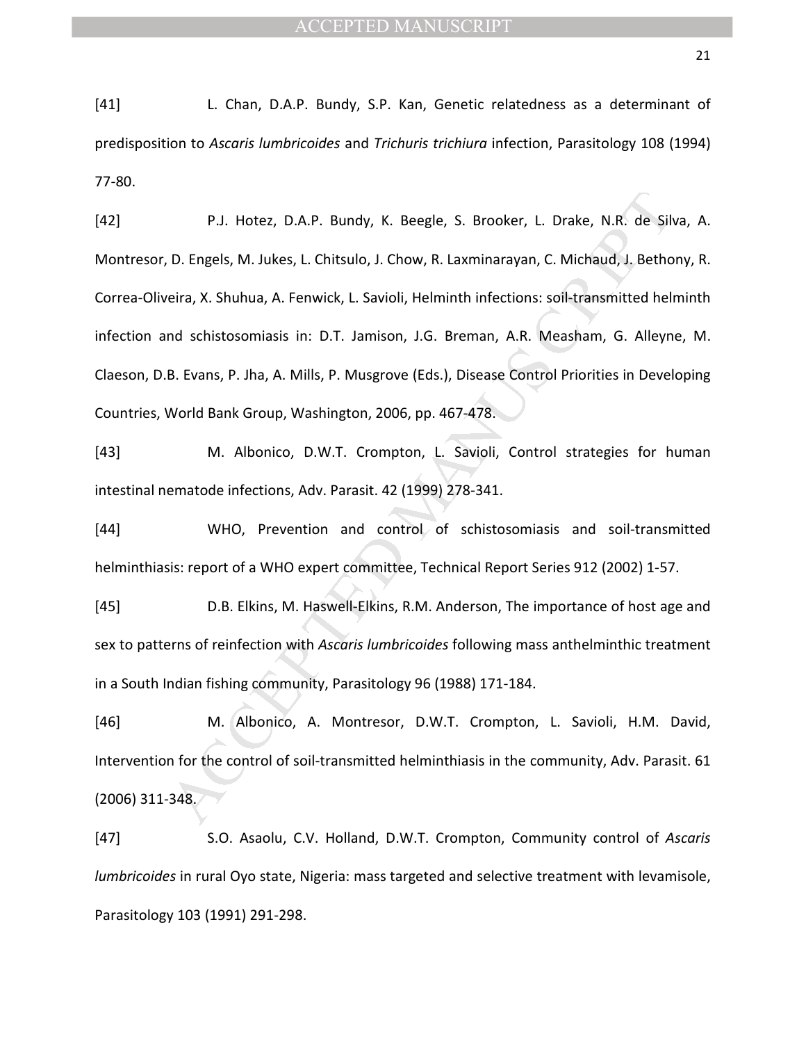[41] L. Chan, D.A.P. Bundy, S.P. Kan, Genetic relatedness as a determinant of predisposition to *Ascaris lumbricoides* and *Trichuris trichiura* infection, Parasitology 108 (1994) 77-80.

[42] P.J. Hotez, D.A.P. Bundy, K. Beegle, S. Brooker, L. Drake, N.R. de Silva, A. Montresor, D. Engels, M. Jukes, L. Chitsulo, J. Chow, R. Laxminarayan, C. Michaud, J. Bethony, R. Correa-Oliveira, X. Shuhua, A. Fenwick, L. Savioli, Helminth infections: soil-transmitted helminth infection and schistosomiasis in: D.T. Jamison, J.G. Breman, A.R. Measham, G. Alleyne, M. Claeson, D.B. Evans, P. Jha, A. Mills, P. Musgrove (Eds.), Disease Control Priorities in Developing Countries, World Bank Group, Washington, 2006, pp. 467-478.

[43] M. Albonico, D.W.T. Crompton, L. Savioli, Control strategies for human intestinal nematode infections, Adv. Parasit. 42 (1999) 278-341.

[44] WHO, Prevention and control of schistosomiasis and soil-transmitted helminthiasis: report of a WHO expert committee, Technical Report Series 912 (2002) 1-57.

[45] D.B. Elkins, M. Haswell-Elkins, R.M. Anderson, The importance of host age and sex to patterns of reinfection with *Ascaris lumbricoides* following mass anthelminthic treatment in a South Indian fishing community, Parasitology 96 (1988) 171-184.

[46] M. Albonico, A. Montresor, D.W.T. Crompton, L. Savioli, H.M. David, Intervention for the control of soil-transmitted helminthiasis in the community, Adv. Parasit. 61 (2006) 311-348.

[47] S.O. Asaolu, C.V. Holland, D.W.T. Crompton, Community control of *Ascaris lumbricoides* in rural Oyo state, Nigeria: mass targeted and selective treatment with levamisole, Parasitology 103 (1991) 291-298.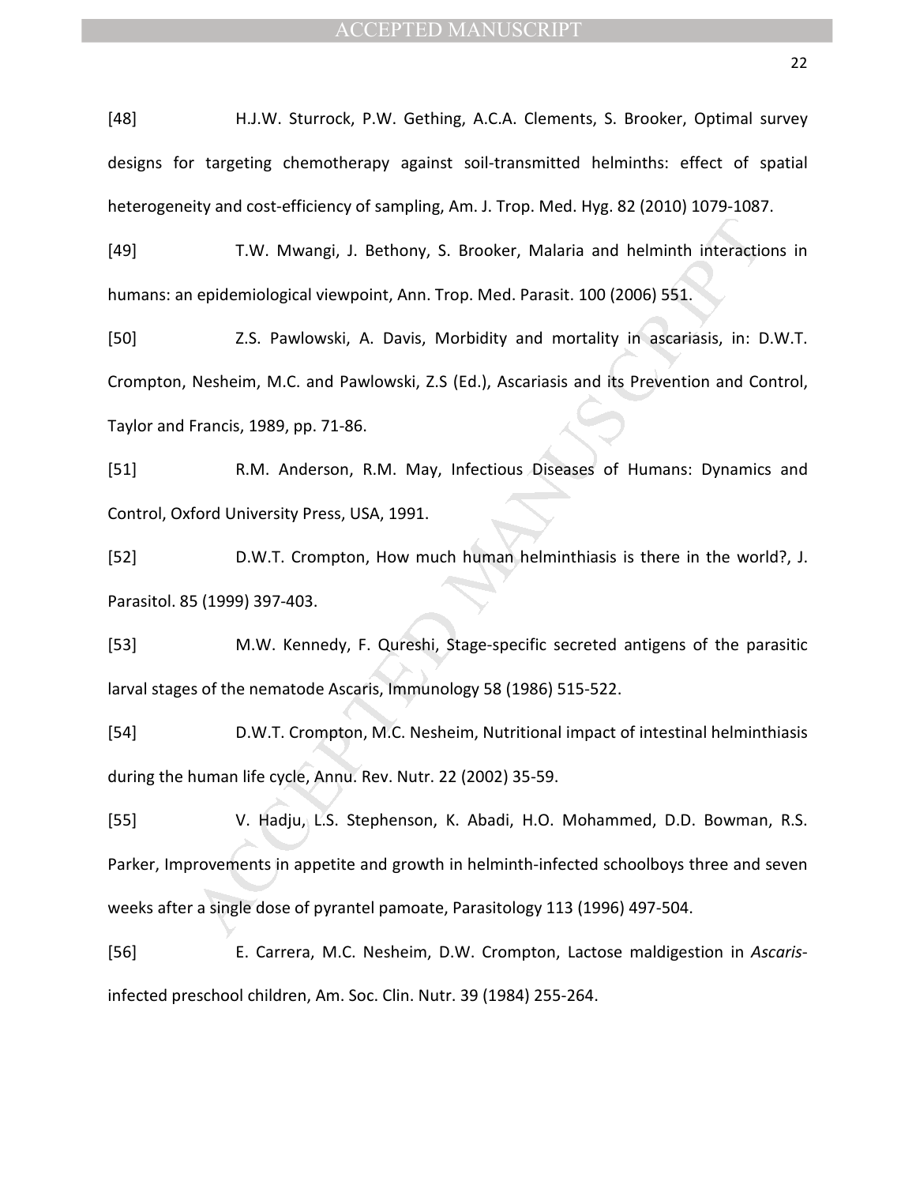[48] H.J.W. Sturrock, P.W. Gething, A.C.A. Clements, S. Brooker, Optimal survey designs for targeting chemotherapy against soil-transmitted helminths: effect of spatial heterogeneity and cost-efficiency of sampling, Am. J. Trop. Med. Hyg. 82 (2010) 1079-1087.

[49] T.W. Mwangi, J. Bethony, S. Brooker, Malaria and helminth interactions in humans: an epidemiological viewpoint, Ann. Trop. Med. Parasit. 100 (2006) 551.

[50] Z.S. Pawlowski, A. Davis, Morbidity and mortality in ascariasis, in: D.W.T. Crompton, Nesheim, M.C. and Pawlowski, Z.S (Ed.), Ascariasis and its Prevention and Control, Taylor and Francis, 1989, pp. 71-86.

[51] R.M. Anderson, R.M. May, Infectious Diseases of Humans: Dynamics and Control, Oxford University Press, USA, 1991.

[52] D.W.T. Crompton, How much human helminthiasis is there in the world?, J. Parasitol. 85 (1999) 397-403.

[53] M.W. Kennedy, F. Qureshi, Stage-specific secreted antigens of the parasitic larval stages of the nematode Ascaris, Immunology 58 (1986) 515-522.

[54] D.W.T. Crompton, M.C. Nesheim, Nutritional impact of intestinal helminthiasis during the human life cycle, Annu. Rev. Nutr. 22 (2002) 35-59.

[55] V. Hadju, L.S. Stephenson, K. Abadi, H.O. Mohammed, D.D. Bowman, R.S. Parker, Improvements in appetite and growth in helminth-infected schoolboys three and seven weeks after a single dose of pyrantel pamoate, Parasitology 113 (1996) 497-504.

[56] E. Carrera, M.C. Nesheim, D.W. Crompton, Lactose maldigestion in *Ascaris*-infected preschool children, Am. Soc. Clin. Nutr. 39 (1984) 255-264.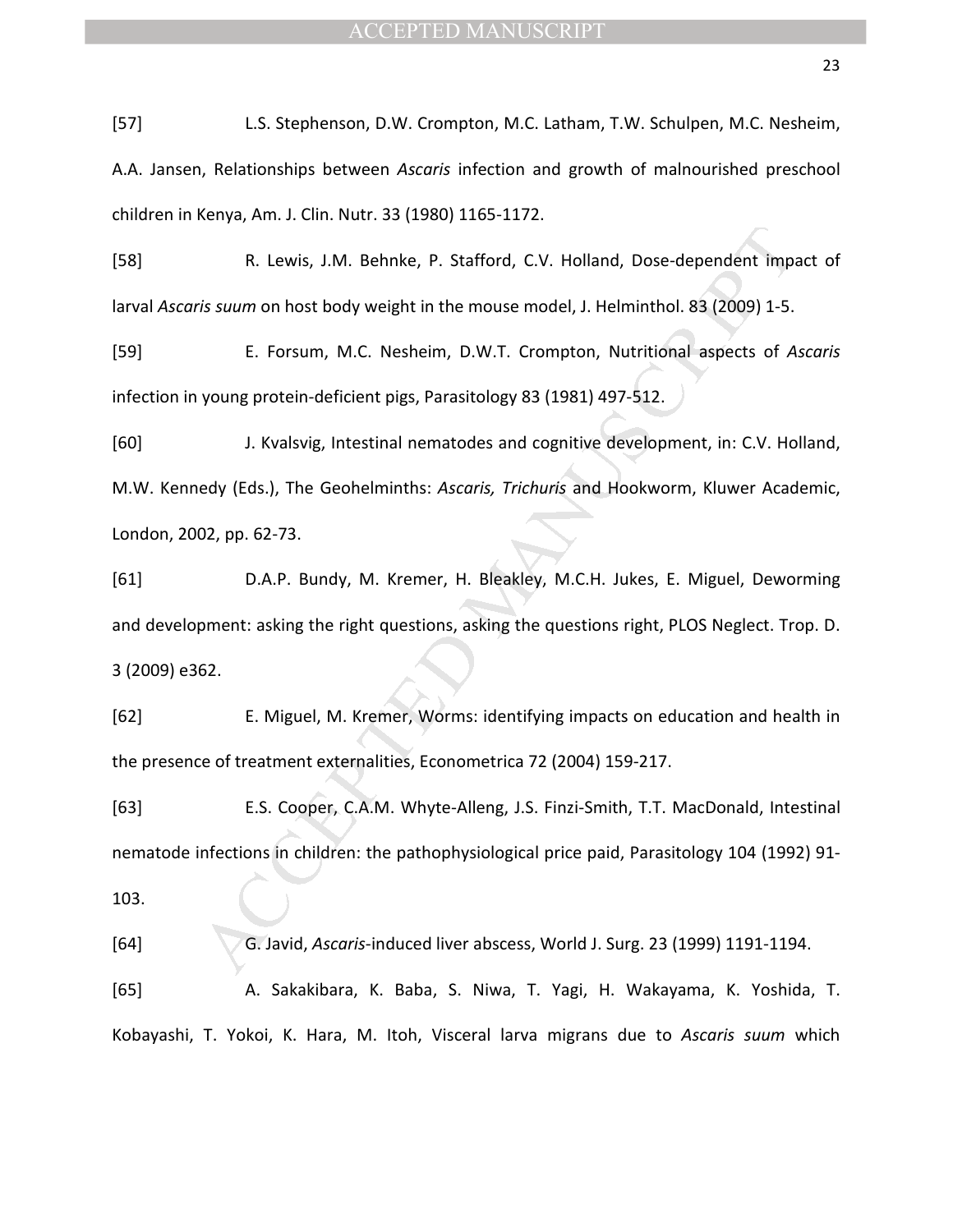[57] L.S. Stephenson, D.W. Crompton, M.C. Latham, T.W. Schulpen, M.C. Nesheim, A.A. Jansen, Relationships between *Ascaris* infection and growth of malnourished preschool children in Kenya, Am. J. Clin. Nutr. 33 (1980) 1165-1172.

[58] R. Lewis, J.M. Behnke, P. Stafford, C.V. Holland, Dose-dependent impact of larval *Ascaris suum* on host body weight in the mouse model, J. Helminthol. 83 (2009) 1-5.

[59] E. Forsum, M.C. Nesheim, D.W.T. Crompton, Nutritional aspects of *Ascaris* infection in young protein-deficient pigs, Parasitology 83 (1981) 497-512.

[60] J. Kvalsvig, Intestinal nematodes and cognitive development, in: C.V. Holland, M.W. Kennedy (Eds.), The Geohelminths: *Ascaris, Trichuris* and Hookworm, Kluwer Academic, London, 2002, pp. 62-73.

[61] D.A.P. Bundy, M. Kremer, H. Bleakley, M.C.H. Jukes, E. Miguel, Deworming and development: asking the right questions, asking the questions right, PLOS Neglect. Trop. D. 3 (2009) e362.

[62] E. Miguel, M. Kremer, Worms: identifying impacts on education and health in the presence of treatment externalities, Econometrica 72 (2004) 159-217.

[63] E.S. Cooper, C.A.M. Whyte-Alleng, J.S. Finzi-Smith, T.T. MacDonald, Intestinal nematode infections in children: the pathophysiological price paid, Parasitology 104 (1992) 91-103.

[64] G. Javid, *Ascaris*-induced liver abscess, World J. Surg. 23 (1999) 1191-1194.

[65] A. Sakakibara, K. Baba, S. Niwa, T. Yagi, H. Wakayama, K. Yoshida, T. Kobayashi, T. Yokoi, K. Hara, M. Itoh, Visceral larva migrans due to *Ascaris suum* which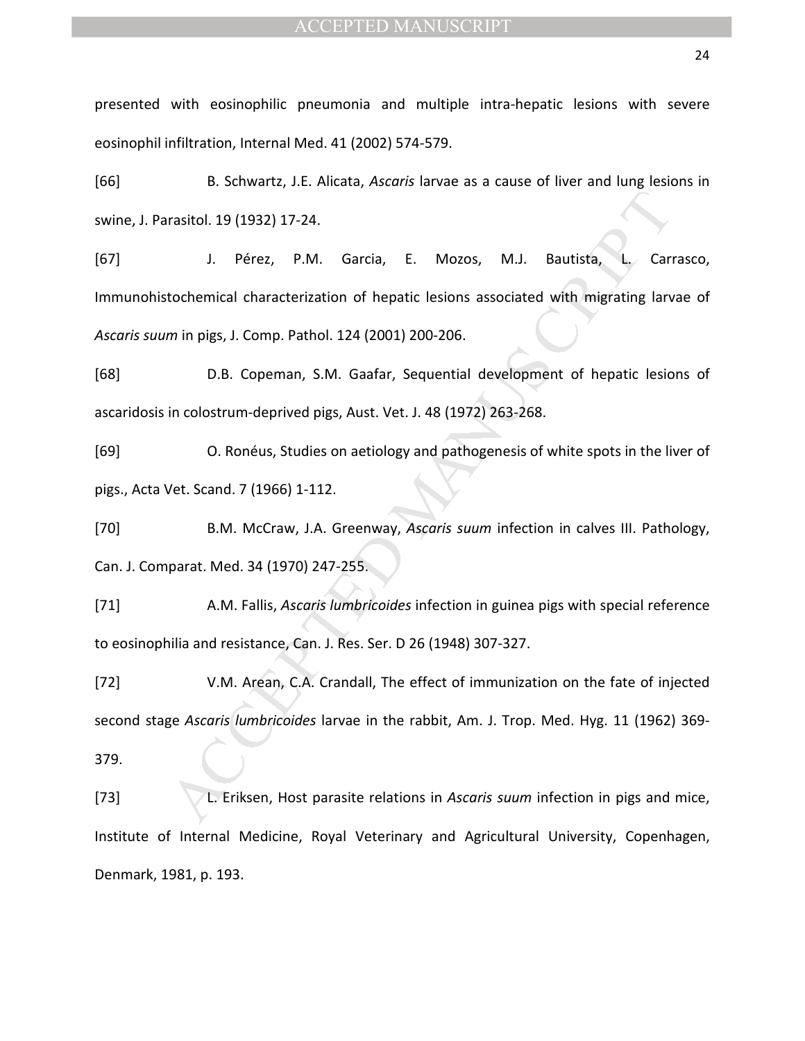presented with eosinophilic pneumonia and multiple intra-hepatic lesions with severe eosinophil infiltration, Internal Med. 41 (2002) 574-579.

[66] B. Schwartz, J.E. Alicata, *Ascaris* larvae as a cause of liver and lung lesions in swine, J. Parasitol. 19 (1932) 17-24.

[67] J. Pérez, P.M. Garcia, E. Mozos, M.J. Bautista, L. Carrasco, Immunohistochemical characterization of hepatic lesions associated with migrating larvae of *Ascaris suum* in pigs, J. Comp. Pathol. 124 (2001) 200-206.

[68] D.B. Copeman, S.M. Gaafar, Sequential development of hepatic lesions of ascaridosis in colostrum-deprived pigs, Aust. Vet. J. 48 (1972) 263-268.

[69] O. Ronéus, Studies on aetiology and pathogenesis of white spots in the liver of pigs., Acta Vet. Scand. 7 (1966) 1-112.

[70] B.M. McCraw, J.A. Greenway, *Ascaris suum* infection in calves III. Pathology, Can. J. Comparat. Med. 34 (1970) 247-255.

[71] A.M. Fallis, *Ascaris lumbricoides* infection in guinea pigs with special reference to eosinophilia and resistance, Can. J. Res. Ser. D 26 (1948) 307-327.

[72] V.M. Arean, C.A. Crandall, The effect of immunization on the fate of injected second stage *Ascaris lumbricoides* larvae in the rabbit, Am. J. Trop. Med. Hyg. 11 (1962) 369-379.

[73] L. Eriksen, Host parasite relations in *Ascaris suum* infection in pigs and mice, Institute of Internal Medicine, Royal Veterinary and Agricultural University, Copenhagen, Denmark, 1981, p. 193.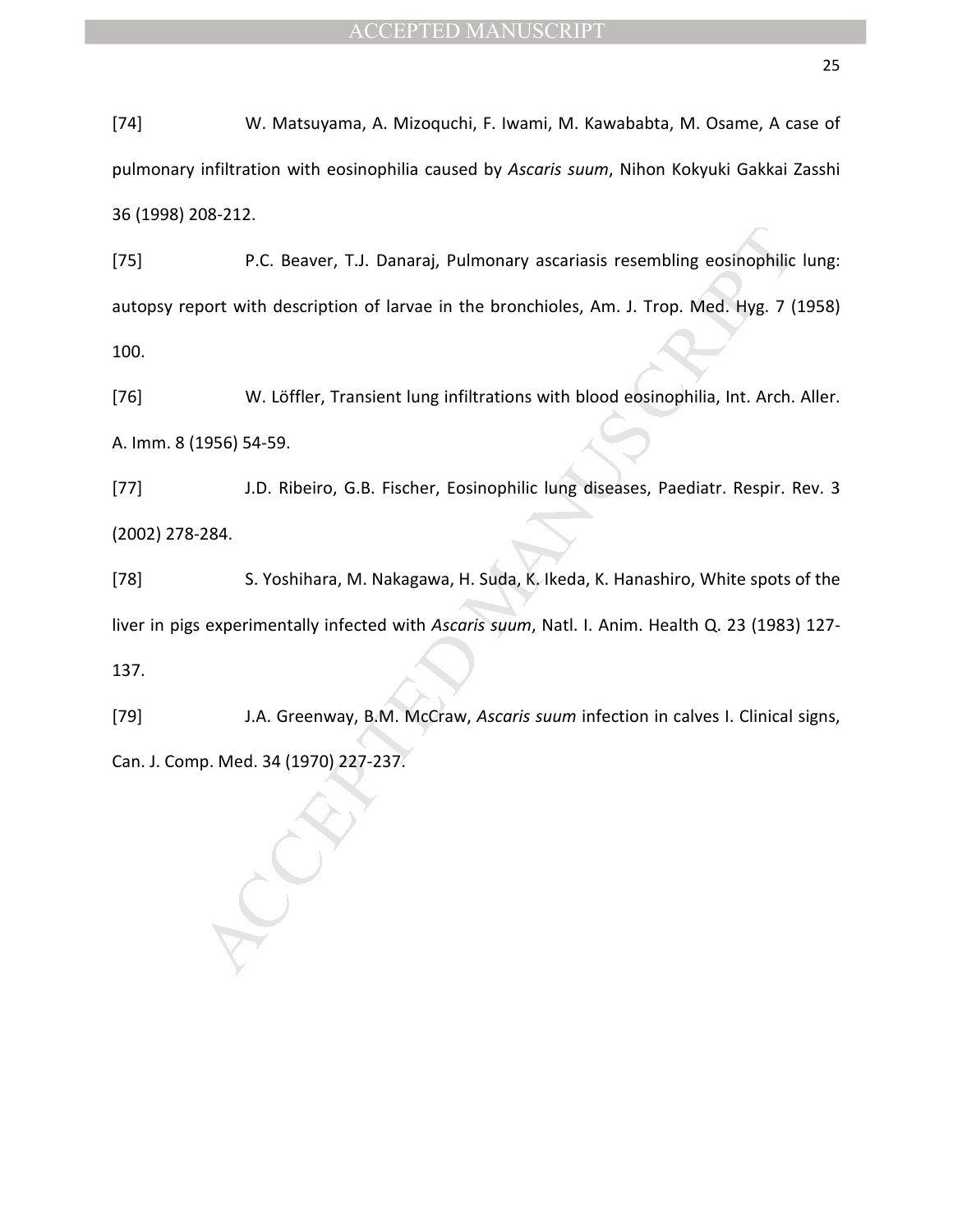[74] W. Matsuyama, A. MizoqUchi, F. Iwami, M. Kawababta, M. Osame, A case of pulmonary infiltration with eosinophilia caused by *Ascaris suum*, Nihon Kokyuki Gakkai Zasshi 36 (1998) 208-212.

[75] P.C. Beaver, T.J. Danaraj, Pulmonary ascariasis resembling eosinophilic lung: autopsy report with description of larvae in the bronchioles, Am. J. Trop. Med. Hyg. 7 (1958) 100.

[76] W. Löffler, Transient lung infiltrations with blood eosinophilia, Int. Arch. Aller. A. Imm. 8 (1956) 54-59.

[77] J.D. Ribeiro, G.B. Fischer, Eosinophilic lung diseases, Paediatr. Respir. Rev. 3 (2002) 278-284.

[78] S. Yoshihara, M. Nakagawa, H. Suda, K. Ikeda, K. Hanashiro, White spots of the liver in pigs experimentally infected with *Ascaris suum*, Natl. I. Anim. Health Q. 23 (1983) 127-137.

[79] J.A. Greenway, B.M. McCraw, *Ascaris suum* infection in calves I. Clinical signs, Can. J. Comp. Med. 34 (1970) 227-237.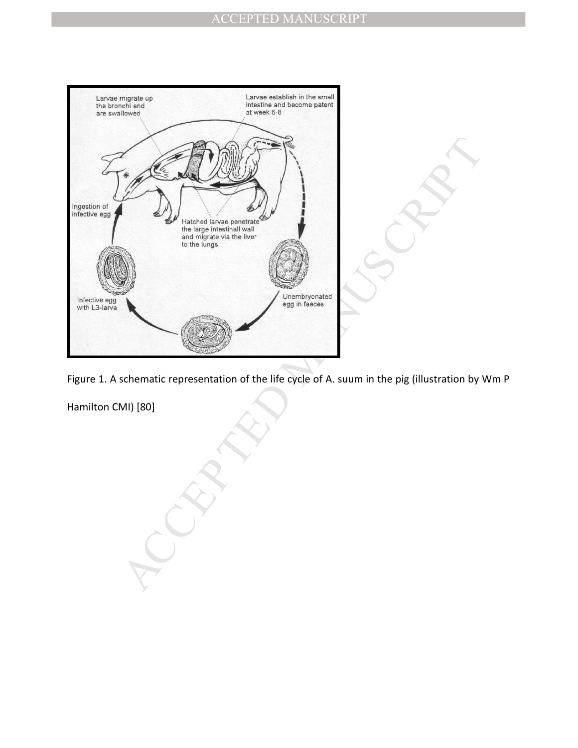Larvae migrate up the bronchi and are swallowed

Larvae establish in the small intestine and become patent at week 6-8

Ingestion of infective egg

Hatched larvae penetrate the large intestinall wall and migrate via the liver to the lungs

Infective egg with L3-larva

Unembryonated egg in faeces

Figure 1. A schematic representation of the life cycle of A. suum in the pig (illustration by Wm P Hamilton CMI) [80]